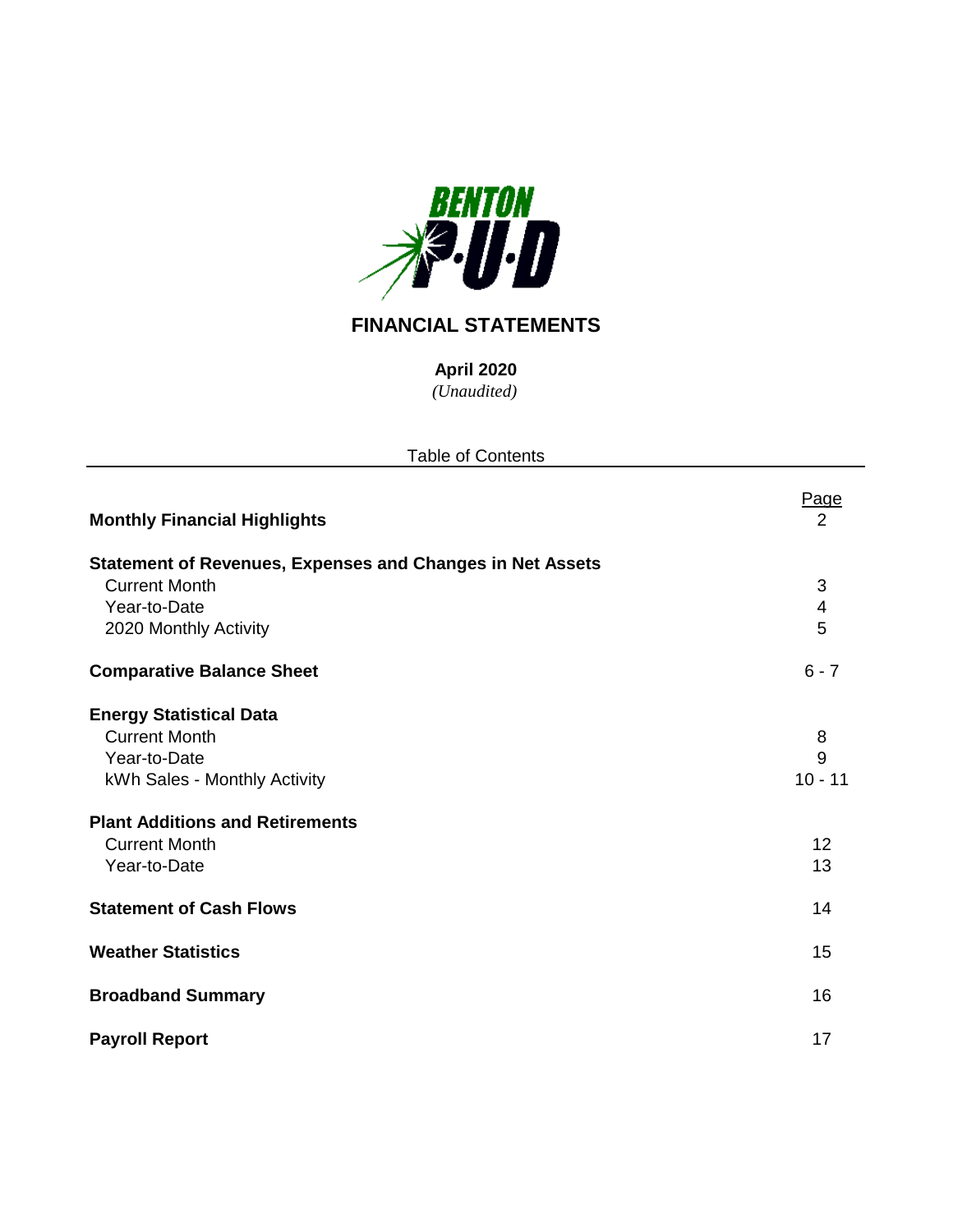BENTON P·U·D

# FINANCIAL STATEMENTS

**April 2020**

*(Unaudited)*

Table of Contents

| | Page |
|---|---|
| **Monthly Financial Highlights** | 2 |
| **Statement of Revenues, Expenses and Changes in Net Assets** | |
| Current Month | 3 |
| Year-to-Date | 4 |
| 2020 Monthly Activity | 5 |
| **Comparative Balance Sheet** | 6 - 7 |
| **Energy Statistical Data** | |
| Current Month | 8 |
| Year-to-Date | 9 |
| kWh Sales - Monthly Activity | 10 - 11 |
| **Plant Additions and Retirements** | |
| Current Month | 12 |
| Year-to-Date | 13 |
| **Statement of Cash Flows** | 14 |
| **Weather Statistics** | 15 |
| **Broadband Summary** | 16 |
| **Payroll Report** | 17 |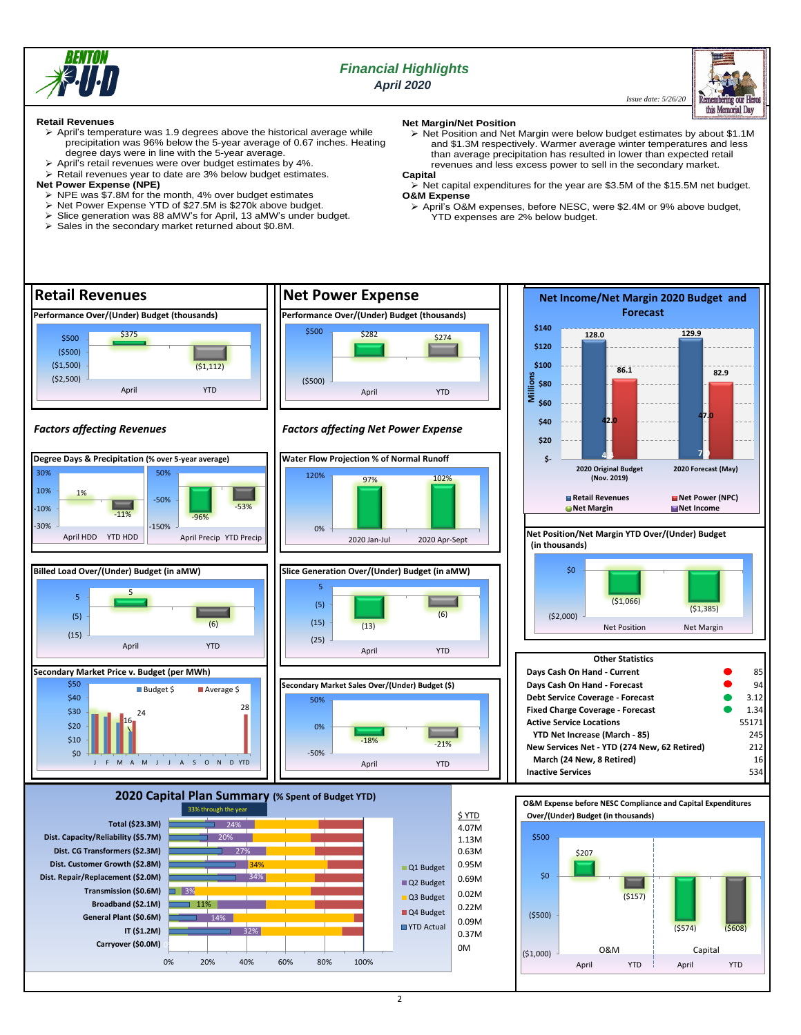# Financial Highlights

*April 2020*

*Issue date: 5/26/20*

Remembering our Heros this Memorial Day

**Retail Revenues**

- April's temperature was 1.9 degrees above the historical average while precipitation was 96% below the 5-year average of 0.67 inches. Heating degree days were in line with the 5-year average.
- April's retail revenues were over budget estimates by 4%.
- Retail revenues year to date are 3% below budget estimates.

**Net Power Expense (NPE)**

- NPE was $7.8M for the month, 4% over budget estimates
- Net Power Expense YTD of $27.5M is $270k above budget.
- Slice generation was 88 aMW's for April, 13 aMW's under budget.
- Sales in the secondary market returned about $0.8M.

**Net Margin/Net Position**

- Net Position and Net Margin were below budget estimates by about $1.1M and $1.3M respectively. Warmer average winter temperatures and less than average precipitation has resulted in lower than expected retail revenues and less excess power to sell in the secondary market.

**Capital**

- Net capital expenditures for the year are $3.5M of the $15.5M net budget.

**O&M Expense**

- April's O&M expenses, before NESC, were $2.4M or 9% above budget, YTD expenses are 2% below budget.

## Retail Revenues

**Performance Over/(Under) Budget (thousands)**

| April | YTD |
|---|---|
| $375 | ($1,112) |

### *Factors affecting Revenues*

**Degree Days & Precipitation (% over 5-year average)**

| April HDD | YTD HDD | April Precip | YTD Precip |
|---|---|---|---|
| 1% | -11% | -96% | -53% |

**Billed Load Over/(Under) Budget (in aMW)**

| April | YTD |
|---|---|
| 5 | (6) |

**Secondary Market Price v. Budget (per MWh)**

Budget $ / Average $ — values shown: 16, 24, 28

## Net Power Expense

**Performance Over/(Under) Budget (thousands)**

| April | YTD |
|---|---|
| $282 | $274 |

### *Factors affecting Net Power Expense*

**Water Flow Projection % of Normal Runoff**

| 2020 Jan-Jul | 2020 Apr-Sept |
|---|---|
| 97% | 102% |

**Slice Generation Over/(Under) Budget (in aMW)**

| April | YTD |
|---|---|
| (13) | (6) |

**Secondary Market Sales Over/(Under) Budget ($)**

| April | YTD |
|---|---|
| -18% | -21% |

## Net Income/Net Margin 2020 Budget and Forecast

(Millions)

| | Retail Revenues | Net Power (NPC) | Net Margin | Net Income |
|---|---|---|---|---|
| 2020 Original Budget (Nov. 2019) | 128.0 | 86.1 | 42.0 | 4 |
| 2020 Forecast (May) | 129.9 | 82.9 | 47.0 | 7 |

**Net Position/Net Margin YTD Over/(Under) Budget (in thousands)**

| Net Position | Net Margin |
|---|---|
| ($1,066) | ($1,385) |

**Other Statistics**

| | |
|---|---|
| Days Cash On Hand - Current | 85 |
| Days Cash On Hand - Forecast | 94 |
| Debt Service Coverage - Forecast | 3.12 |
| Fixed Charge Coverage - Forecast | 1.34 |
| Active Service Locations | 55171 |
| YTD Net Increase (March - 85) | 245 |
| New Services Net - YTD (274 New, 62 Retired) | 212 |
| March (24 New, 8 Retired) | 16 |
| Inactive Services | 534 |

## 2020 Capital Plan Summary (% Spent of Budget YTD)

33% through the year

| Category | % Spent | $ YTD |
|---|---|---|
| Total ($23.3M) | 24% | 4.07M |
| Dist. Capacity/Reliability ($5.7M) | 20% | 1.13M |
| Dist. CG Transformers ($2.3M) | 27% | 0.63M |
| Dist. Customer Growth ($2.8M) | 34% | 0.95M |
| Dist. Repair/Replacement ($2.0M) | 34% | 0.69M |
| Transmission ($0.6M) | 3% | 0.02M |
| Broadband ($2.1M) | 11% | 0.22M |
| General Plant ($0.6M) | 14% | 0.09M |
| IT ($1.2M) | 32% | 0.37M |
| Carryover ($0.0M) | | 0M |

**O&M Expense before NESC Compliance and Capital Expenditures Over/(Under) Budget (in thousands)**

| | April | YTD |
|---|---|---|
| O&M | $207 | ($157) |
| Capital | ($574) | ($608) |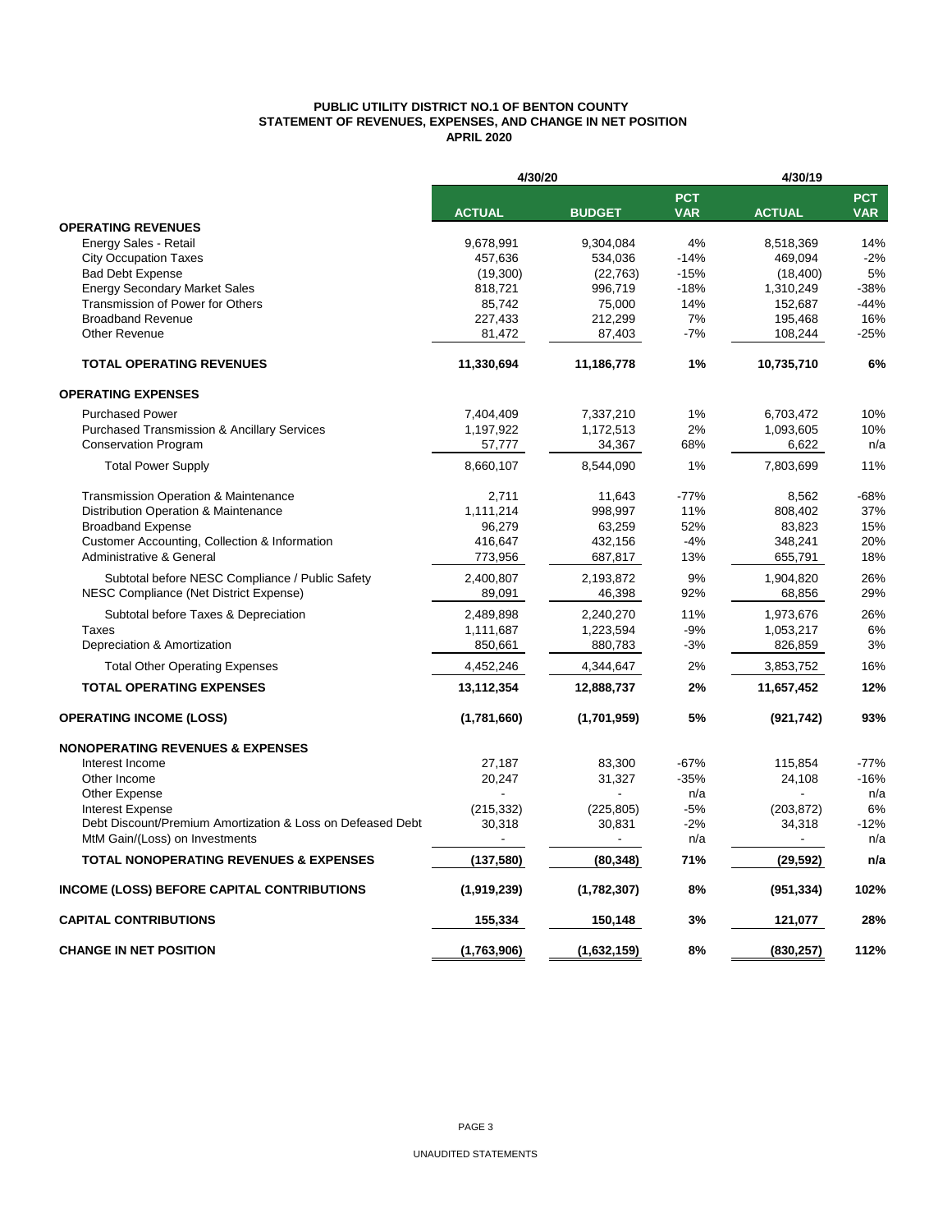**PUBLIC UTILITY DISTRICT NO.1 OF BENTON COUNTY**
**STATEMENT OF REVENUES, EXPENSES, AND CHANGE IN NET POSITION**
**APRIL 2020**

| | 4/30/20 | | | 4/30/19 | |
|---|---|---|---|---|---|
| | **ACTUAL** | **BUDGET** | **PCT VAR** | **ACTUAL** | **PCT VAR** |
| **OPERATING REVENUES** | | | | | |
| Energy Sales - Retail | 9,678,991 | 9,304,084 | 4% | 8,518,369 | 14% |
| City Occupation Taxes | 457,636 | 534,036 | -14% | 469,094 | -2% |
| Bad Debt Expense | (19,300) | (22,763) | -15% | (18,400) | 5% |
| Energy Secondary Market Sales | 818,721 | 996,719 | -18% | 1,310,249 | -38% |
| Transmission of Power for Others | 85,742 | 75,000 | 14% | 152,687 | -44% |
| Broadband Revenue | 227,433 | 212,299 | 7% | 195,468 | 16% |
| Other Revenue | 81,472 | 87,403 | -7% | 108,244 | -25% |
| **TOTAL OPERATING REVENUES** | **11,330,694** | **11,186,778** | **1%** | **10,735,710** | **6%** |
| **OPERATING EXPENSES** | | | | | |
| Purchased Power | 7,404,409 | 7,337,210 | 1% | 6,703,472 | 10% |
| Purchased Transmission & Ancillary Services | 1,197,922 | 1,172,513 | 2% | 1,093,605 | 10% |
| Conservation Program | 57,777 | 34,367 | 68% | 6,622 | n/a |
| Total Power Supply | 8,660,107 | 8,544,090 | 1% | 7,803,699 | 11% |
| Transmission Operation & Maintenance | 2,711 | 11,643 | -77% | 8,562 | -68% |
| Distribution Operation & Maintenance | 1,111,214 | 998,997 | 11% | 808,402 | 37% |
| Broadband Expense | 96,279 | 63,259 | 52% | 83,823 | 15% |
| Customer Accounting, Collection & Information | 416,647 | 432,156 | -4% | 348,241 | 20% |
| Administrative & General | 773,956 | 687,817 | 13% | 655,791 | 18% |
| Subtotal before NESC Compliance / Public Safety | 2,400,807 | 2,193,872 | 9% | 1,904,820 | 26% |
| NESC Compliance (Net District Expense) | 89,091 | 46,398 | 92% | 68,856 | 29% |
| Subtotal before Taxes & Depreciation | 2,489,898 | 2,240,270 | 11% | 1,973,676 | 26% |
| Taxes | 1,111,687 | 1,223,594 | -9% | 1,053,217 | 6% |
| Depreciation & Amortization | 850,661 | 880,783 | -3% | 826,859 | 3% |
| Total Other Operating Expenses | 4,452,246 | 4,344,647 | 2% | 3,853,752 | 16% |
| **TOTAL OPERATING EXPENSES** | **13,112,354** | **12,888,737** | **2%** | **11,657,452** | **12%** |
| **OPERATING INCOME (LOSS)** | **(1,781,660)** | **(1,701,959)** | **5%** | **(921,742)** | **93%** |
| **NONOPERATING REVENUES & EXPENSES** | | | | | |
| Interest Income | 27,187 | 83,300 | -67% | 115,854 | -77% |
| Other Income | 20,247 | 31,327 | -35% | 24,108 | -16% |
| Other Expense | - | - | n/a | - | n/a |
| Interest Expense | (215,332) | (225,805) | -5% | (203,872) | 6% |
| Debt Discount/Premium Amortization & Loss on Defeased Debt | 30,318 | 30,831 | -2% | 34,318 | -12% |
| MtM Gain/(Loss) on Investments | - | - | n/a | - | n/a |
| **TOTAL NONOPERATING REVENUES & EXPENSES** | **(137,580)** | **(80,348)** | **71%** | **(29,592)** | **n/a** |
| **INCOME (LOSS) BEFORE CAPITAL CONTRIBUTIONS** | **(1,919,239)** | **(1,782,307)** | **8%** | **(951,334)** | **102%** |
| **CAPITAL CONTRIBUTIONS** | **155,334** | **150,148** | **3%** | **121,077** | **28%** |
| **CHANGE IN NET POSITION** | **(1,763,906)** | **(1,632,159)** | **8%** | **(830,257)** | **112%** |

UNAUDITED STATEMENTS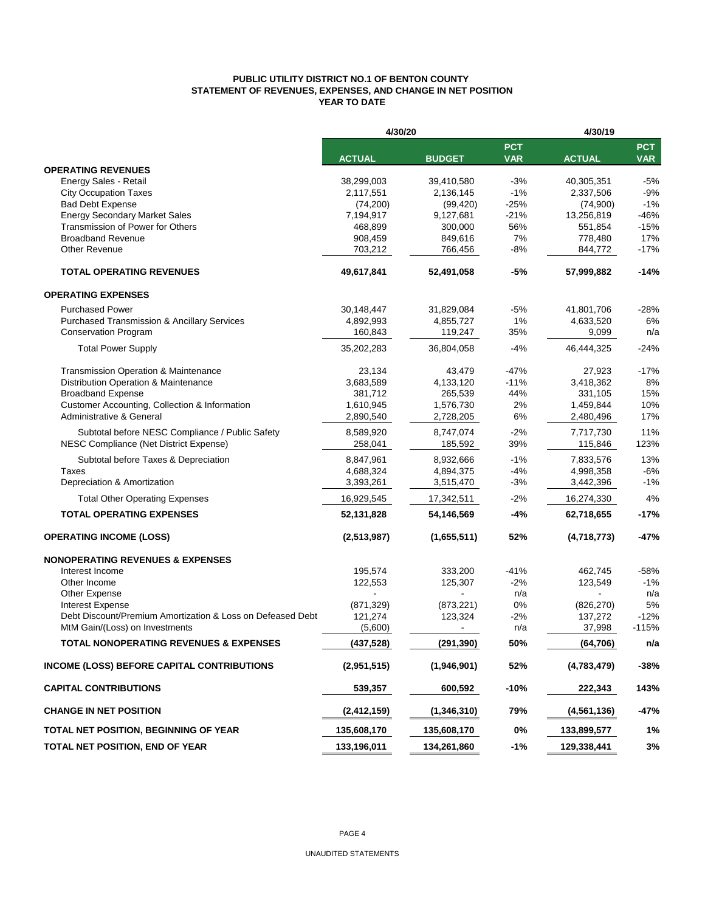**PUBLIC UTILITY DISTRICT NO.1 OF BENTON COUNTY**
**STATEMENT OF REVENUES, EXPENSES, AND CHANGE IN NET POSITION**
**YEAR TO DATE**

| | 4/30/20 | | | 4/30/19 | |
|---|---|---|---|---|---|
| | **ACTUAL** | **BUDGET** | **PCT VAR** | **ACTUAL** | **PCT VAR** |
| **OPERATING REVENUES** | | | | | |
| Energy Sales - Retail | 38,299,003 | 39,410,580 | -3% | 40,305,351 | -5% |
| City Occupation Taxes | 2,117,551 | 2,136,145 | -1% | 2,337,506 | -9% |
| Bad Debt Expense | (74,200) | (99,420) | -25% | (74,900) | -1% |
| Energy Secondary Market Sales | 7,194,917 | 9,127,681 | -21% | 13,256,819 | -46% |
| Transmission of Power for Others | 468,899 | 300,000 | 56% | 551,854 | -15% |
| Broadband Revenue | 908,459 | 849,616 | 7% | 778,480 | 17% |
| Other Revenue | 703,212 | 766,456 | -8% | 844,772 | -17% |
| **TOTAL OPERATING REVENUES** | **49,617,841** | **52,491,058** | **-5%** | **57,999,882** | **-14%** |
| **OPERATING EXPENSES** | | | | | |
| Purchased Power | 30,148,447 | 31,829,084 | -5% | 41,801,706 | -28% |
| Purchased Transmission & Ancillary Services | 4,892,993 | 4,855,727 | 1% | 4,633,520 | 6% |
| Conservation Program | 160,843 | 119,247 | 35% | 9,099 | n/a |
| Total Power Supply | 35,202,283 | 36,804,058 | -4% | 46,444,325 | -24% |
| Transmission Operation & Maintenance | 23,134 | 43,479 | -47% | 27,923 | -17% |
| Distribution Operation & Maintenance | 3,683,589 | 4,133,120 | -11% | 3,418,362 | 8% |
| Broadband Expense | 381,712 | 265,539 | 44% | 331,105 | 15% |
| Customer Accounting, Collection & Information | 1,610,945 | 1,576,730 | 2% | 1,459,844 | 10% |
| Administrative & General | 2,890,540 | 2,728,205 | 6% | 2,480,496 | 17% |
| Subtotal before NESC Compliance / Public Safety | 8,589,920 | 8,747,074 | -2% | 7,717,730 | 11% |
| NESC Compliance (Net District Expense) | 258,041 | 185,592 | 39% | 115,846 | 123% |
| Subtotal before Taxes & Depreciation | 8,847,961 | 8,932,666 | -1% | 7,833,576 | 13% |
| Taxes | 4,688,324 | 4,894,375 | -4% | 4,998,358 | -6% |
| Depreciation & Amortization | 3,393,261 | 3,515,470 | -3% | 3,442,396 | -1% |
| Total Other Operating Expenses | 16,929,545 | 17,342,511 | -2% | 16,274,330 | 4% |
| **TOTAL OPERATING EXPENSES** | **52,131,828** | **54,146,569** | **-4%** | **62,718,655** | **-17%** |
| **OPERATING INCOME (LOSS)** | **(2,513,987)** | **(1,655,511)** | **52%** | **(4,718,773)** | **-47%** |
| **NONOPERATING REVENUES & EXPENSES** | | | | | |
| Interest Income | 195,574 | 333,200 | -41% | 462,745 | -58% |
| Other Income | 122,553 | 125,307 | -2% | 123,549 | -1% |
| Other Expense | - | - | n/a | - | n/a |
| Interest Expense | (871,329) | (873,221) | 0% | (826,270) | 5% |
| Debt Discount/Premium Amortization & Loss on Defeased Debt | 121,274 | 123,324 | -2% | 137,272 | -12% |
| MtM Gain/(Loss) on Investments | (5,600) | - | n/a | 37,998 | -115% |
| **TOTAL NONOPERATING REVENUES & EXPENSES** | **(437,528)** | **(291,390)** | **50%** | **(64,706)** | **n/a** |
| **INCOME (LOSS) BEFORE CAPITAL CONTRIBUTIONS** | **(2,951,515)** | **(1,946,901)** | **52%** | **(4,783,479)** | **-38%** |
| **CAPITAL CONTRIBUTIONS** | **539,357** | **600,592** | **-10%** | **222,343** | **143%** |
| **CHANGE IN NET POSITION** | **(2,412,159)** | **(1,346,310)** | **79%** | **(4,561,136)** | **-47%** |
| **TOTAL NET POSITION, BEGINNING OF YEAR** | **135,608,170** | **135,608,170** | **0%** | **133,899,577** | **1%** |
| **TOTAL NET POSITION, END OF YEAR** | **133,196,011** | **134,261,860** | **-1%** | **129,338,441** | **3%** |

UNAUDITED STATEMENTS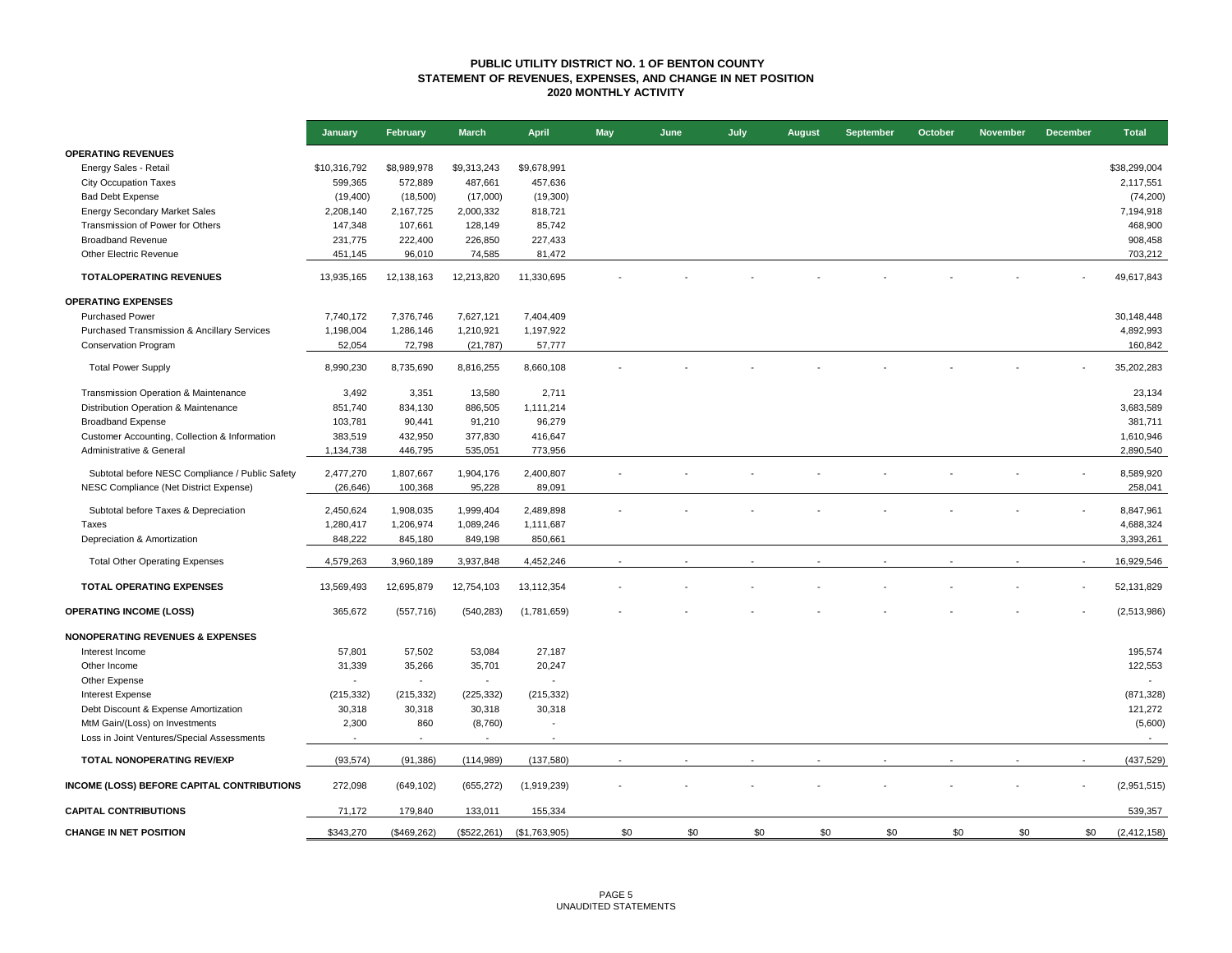# PUBLIC UTILITY DISTRICT NO. 1 OF BENTON COUNTY
## STATEMENT OF REVENUES, EXPENSES, AND CHANGE IN NET POSITION
### 2020 MONTHLY ACTIVITY

| | January | February | March | April | May | June | July | August | September | October | November | December | Total |
|---|---|---|---|---|---|---|---|---|---|---|---|---|---|
| **OPERATING REVENUES** | | | | | | | | | | | | | |
| Energy Sales - Retail | $10,316,792 | $8,989,978 | $9,313,243 | $9,678,991 | | | | | | | | | $38,299,004 |
| City Occupation Taxes | 599,365 | 572,889 | 487,661 | 457,636 | | | | | | | | | 2,117,551 |
| Bad Debt Expense | (19,400) | (18,500) | (17,000) | (19,300) | | | | | | | | | (74,200) |
| Energy Secondary Market Sales | 2,208,140 | 2,167,725 | 2,000,332 | 818,721 | | | | | | | | | 7,194,918 |
| Transmission of Power for Others | 147,348 | 107,661 | 128,149 | 85,742 | | | | | | | | | 468,900 |
| Broadband Revenue | 231,775 | 222,400 | 226,850 | 227,433 | | | | | | | | | 908,458 |
| Other Electric Revenue | 451,145 | 96,010 | 74,585 | 81,472 | | | | | | | | | 703,212 |
| **TOTALOPERATING REVENUES** | 13,935,165 | 12,138,163 | 12,213,820 | 11,330,695 | - | - | - | - | - | - | - | - | 49,617,843 |
| **OPERATING EXPENSES** | | | | | | | | | | | | | |
| Purchased Power | 7,740,172 | 7,376,746 | 7,627,121 | 7,404,409 | | | | | | | | | 30,148,448 |
| Purchased Transmission & Ancillary Services | 1,198,004 | 1,286,146 | 1,210,921 | 1,197,922 | | | | | | | | | 4,892,993 |
| Conservation Program | 52,054 | 72,798 | (21,787) | 57,777 | | | | | | | | | 160,842 |
| Total Power Supply | 8,990,230 | 8,735,690 | 8,816,255 | 8,660,108 | - | - | - | - | - | - | - | - | 35,202,283 |
| Transmission Operation & Maintenance | 3,492 | 3,351 | 13,580 | 2,711 | | | | | | | | | 23,134 |
| Distribution Operation & Maintenance | 851,740 | 834,130 | 886,505 | 1,111,214 | | | | | | | | | 3,683,589 |
| Broadband Expense | 103,781 | 90,441 | 91,210 | 96,279 | | | | | | | | | 381,711 |
| Customer Accounting, Collection & Information | 383,519 | 432,950 | 377,830 | 416,647 | | | | | | | | | 1,610,946 |
| Administrative & General | 1,134,738 | 446,795 | 535,051 | 773,956 | | | | | | | | | 2,890,540 |
| Subtotal before NESC Compliance / Public Safety | 2,477,270 | 1,807,667 | 1,904,176 | 2,400,807 | - | - | - | - | - | - | - | - | 8,589,920 |
| NESC Compliance (Net District Expense) | (26,646) | 100,368 | 95,228 | 89,091 | | | | | | | | | 258,041 |
| Subtotal before Taxes & Depreciation | 2,450,624 | 1,908,035 | 1,999,404 | 2,489,898 | - | - | - | - | - | - | - | - | 8,847,961 |
| Taxes | 1,280,417 | 1,206,974 | 1,089,246 | 1,111,687 | | | | | | | | | 4,688,324 |
| Depreciation & Amortization | 848,222 | 845,180 | 849,198 | 850,661 | | | | | | | | | 3,393,261 |
| Total Other Operating Expenses | 4,579,263 | 3,960,189 | 3,937,848 | 4,452,246 | - | - | - | - | - | - | - | - | 16,929,546 |
| **TOTAL OPERATING EXPENSES** | 13,569,493 | 12,695,879 | 12,754,103 | 13,112,354 | - | - | - | - | - | - | - | - | 52,131,829 |
| **OPERATING INCOME (LOSS)** | 365,672 | (557,716) | (540,283) | (1,781,659) | - | - | - | - | - | - | - | - | (2,513,986) |
| **NONOPERATING REVENUES & EXPENSES** | | | | | | | | | | | | | |
| Interest Income | 57,801 | 57,502 | 53,084 | 27,187 | | | | | | | | | 195,574 |
| Other Income | 31,339 | 35,266 | 35,701 | 20,247 | | | | | | | | | 122,553 |
| Other Expense | - | - | - | - | | | | | | | | | - |
| Interest Expense | (215,332) | (215,332) | (225,332) | (215,332) | | | | | | | | | (871,328) |
| Debt Discount & Expense Amortization | 30,318 | 30,318 | 30,318 | 30,318 | | | | | | | | | 121,272 |
| MtM Gain/(Loss) on Investments | 2,300 | 860 | (8,760) | - | | | | | | | | | (5,600) |
| Loss in Joint Ventures/Special Assessments | - | - | - | - | | | | | | | | | - |
| **TOTAL NONOPERATING REV/EXP** | (93,574) | (91,386) | (114,989) | (137,580) | - | - | - | - | - | - | - | - | (437,529) |
| **INCOME (LOSS) BEFORE CAPITAL CONTRIBUTIONS** | 272,098 | (649,102) | (655,272) | (1,919,239) | - | - | - | - | - | - | - | - | (2,951,515) |
| **CAPITAL CONTRIBUTIONS** | 71,172 | 179,840 | 133,011 | 155,334 | | | | | | | | | 539,357 |
| **CHANGE IN NET POSITION** | $343,270 | ($469,262) | ($522,261) | ($1,763,905) | $0 | $0 | $0 | $0 | $0 | $0 | $0 | $0 | (2,412,158) |

UNAUDITED STATEMENTS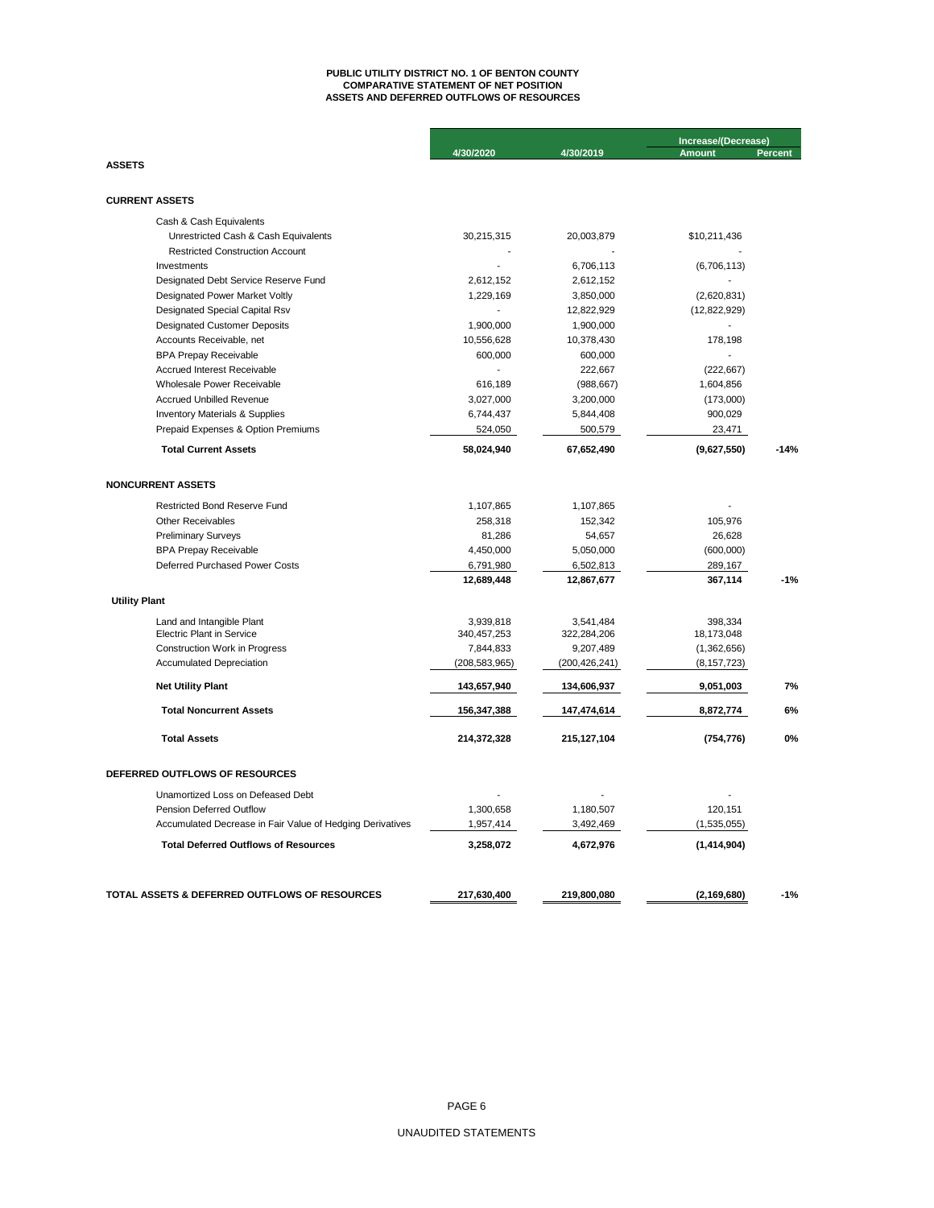# PUBLIC UTILITY DISTRICT NO. 1 OF BENTON COUNTY
## COMPARATIVE STATEMENT OF NET POSITION
## ASSETS AND DEFERRED OUTFLOWS OF RESOURCES

| | 4/30/2020 | 4/30/2019 | Increase/(Decrease) Amount | Percent |
|---|---|---|---|---|
| **ASSETS** | | | | |
| **CURRENT ASSETS** | | | | |
| Cash & Cash Equivalents | | | | |
| Unrestricted Cash & Cash Equivalents | 30,215,315 | 20,003,879 | $10,211,436 | |
| Restricted Construction Account | - | - | - | |
| Investments | - | 6,706,113 | (6,706,113) | |
| Designated Debt Service Reserve Fund | 2,612,152 | 2,612,152 | - | |
| Designated Power Market Voltly | 1,229,169 | 3,850,000 | (2,620,831) | |
| Designated Special Capital Rsv | - | 12,822,929 | (12,822,929) | |
| Designated Customer Deposits | 1,900,000 | 1,900,000 | - | |
| Accounts Receivable, net | 10,556,628 | 10,378,430 | 178,198 | |
| BPA Prepay Receivable | 600,000 | 600,000 | - | |
| Accrued Interest Receivable | - | 222,667 | (222,667) | |
| Wholesale Power Receivable | 616,189 | (988,667) | 1,604,856 | |
| Accrued Unbilled Revenue | 3,027,000 | 3,200,000 | (173,000) | |
| Inventory Materials & Supplies | 6,744,437 | 5,844,408 | 900,029 | |
| Prepaid Expenses & Option Premiums | 524,050 | 500,579 | 23,471 | |
| **Total Current Assets** | **58,024,940** | **67,652,490** | **(9,627,550)** | **-14%** |
| **NONCURRENT ASSETS** | | | | |
| Restricted Bond Reserve Fund | 1,107,865 | 1,107,865 | - | |
| Other Receivables | 258,318 | 152,342 | 105,976 | |
| Preliminary Surveys | 81,286 | 54,657 | 26,628 | |
| BPA Prepay Receivable | 4,450,000 | 5,050,000 | (600,000) | |
| Deferred Purchased Power Costs | 6,791,980 | 6,502,813 | 289,167 | |
| | **12,689,448** | **12,867,677** | **367,114** | **-1%** |
| **Utility Plant** | | | | |
| Land and Intangible Plant | 3,939,818 | 3,541,484 | 398,334 | |
| Electric Plant in Service | 340,457,253 | 322,284,206 | 18,173,048 | |
| Construction Work in Progress | 7,844,833 | 9,207,489 | (1,362,656) | |
| Accumulated Depreciation | (208,583,965) | (200,426,241) | (8,157,723) | |
| **Net Utility Plant** | **143,657,940** | **134,606,937** | **9,051,003** | **7%** |
| **Total Noncurrent Assets** | **156,347,388** | **147,474,614** | **8,872,774** | **6%** |
| **Total Assets** | **214,372,328** | **215,127,104** | **(754,776)** | **0%** |
| **DEFERRED OUTFLOWS OF RESOURCES** | | | | |
| Unamortized Loss on Defeased Debt | - | - | - | |
| Pension Deferred Outflow | 1,300,658 | 1,180,507 | 120,151 | |
| Accumulated Decrease in Fair Value of Hedging Derivatives | 1,957,414 | 3,492,469 | (1,535,055) | |
| **Total Deferred Outflows of Resources** | **3,258,072** | **4,672,976** | **(1,414,904)** | |
| **TOTAL ASSETS & DEFERRED OUTFLOWS OF RESOURCES** | **217,630,400** | **219,800,080** | **(2,169,680)** | **-1%** |

UNAUDITED STATEMENTS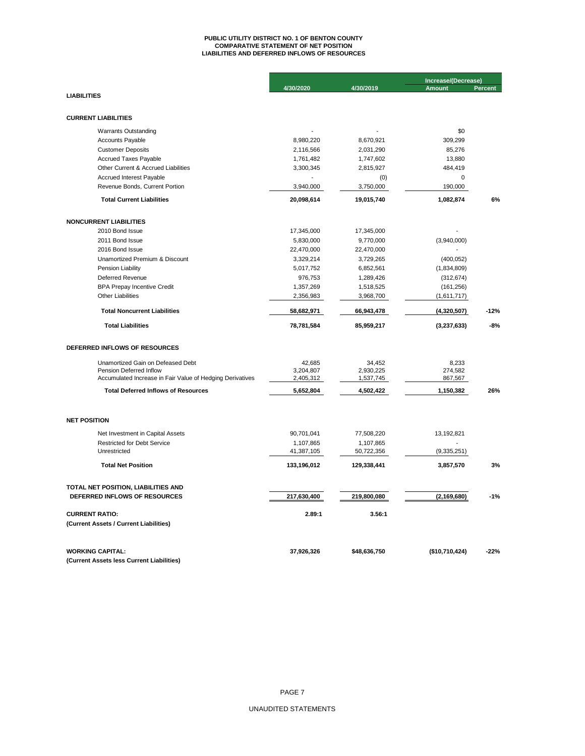# PUBLIC UTILITY DISTRICT NO. 1 OF BENTON COUNTY
## COMPARATIVE STATEMENT OF NET POSITION
## LIABILITIES AND DEFERRED INFLOWS OF RESOURCES

| | 4/30/2020 | 4/30/2019 | Increase/(Decrease) Amount | Percent |
|---|---|---|---|---|
| **LIABILITIES** | | | | |
| **CURRENT LIABILITIES** | | | | |
| Warrants Outstanding | - | - | $0 | |
| Accounts Payable | 8,980,220 | 8,670,921 | 309,299 | |
| Customer Deposits | 2,116,566 | 2,031,290 | 85,276 | |
| Accrued Taxes Payable | 1,761,482 | 1,747,602 | 13,880 | |
| Other Current & Accrued Liabilities | 3,300,345 | 2,815,927 | 484,419 | |
| Accrued Interest Payable | - | (0) | 0 | |
| Revenue Bonds, Current Portion | 3,940,000 | 3,750,000 | 190,000 | |
| **Total Current Liabilities** | **20,098,614** | **19,015,740** | **1,082,874** | **6%** |
| **NONCURRENT LIABILITIES** | | | | |
| 2010 Bond Issue | 17,345,000 | 17,345,000 | - | |
| 2011 Bond Issue | 5,830,000 | 9,770,000 | (3,940,000) | |
| 2016 Bond Issue | 22,470,000 | 22,470,000 | - | |
| Unamortized Premium & Discount | 3,329,214 | 3,729,265 | (400,052) | |
| Pension Liability | 5,017,752 | 6,852,561 | (1,834,809) | |
| Deferred Revenue | 976,753 | 1,289,426 | (312,674) | |
| BPA Prepay Incentive Credit | 1,357,269 | 1,518,525 | (161,256) | |
| Other Liabilities | 2,356,983 | 3,968,700 | (1,611,717) | |
| **Total Noncurrent Liabilities** | **58,682,971** | **66,943,478** | **(4,320,507)** | **-12%** |
| **Total Liabilities** | **78,781,584** | **85,959,217** | **(3,237,633)** | **-8%** |
| **DEFERRED INFLOWS OF RESOURCES** | | | | |
| Unamortized Gain on Defeased Debt | 42,685 | 34,452 | 8,233 | |
| Pension Deferred Inflow | 3,204,807 | 2,930,225 | 274,582 | |
| Accumulated Increase in Fair Value of Hedging Derivatives | 2,405,312 | 1,537,745 | 867,567 | |
| **Total Deferred Inflows of Resources** | **5,652,804** | **4,502,422** | **1,150,382** | **26%** |
| **NET POSITION** | | | | |
| Net Investment in Capital Assets | 90,701,041 | 77,508,220 | 13,192,821 | |
| Restricted for Debt Service | 1,107,865 | 1,107,865 | - | |
| Unrestricted | 41,387,105 | 50,722,356 | (9,335,251) | |
| **Total Net Position** | **133,196,012** | **129,338,441** | **3,857,570** | **3%** |
| **TOTAL NET POSITION, LIABILITIES AND DEFERRED INFLOWS OF RESOURCES** | **217,630,400** | **219,800,080** | **(2,169,680)** | **-1%** |
| **CURRENT RATIO:** (Current Assets / Current Liabilities) | **2.89:1** | **3.56:1** | | |
| **WORKING CAPITAL:** (Current Assets less Current Liabilities) | **37,926,326** | **$48,636,750** | **($10,710,424)** | **-22%** |

UNAUDITED STATEMENTS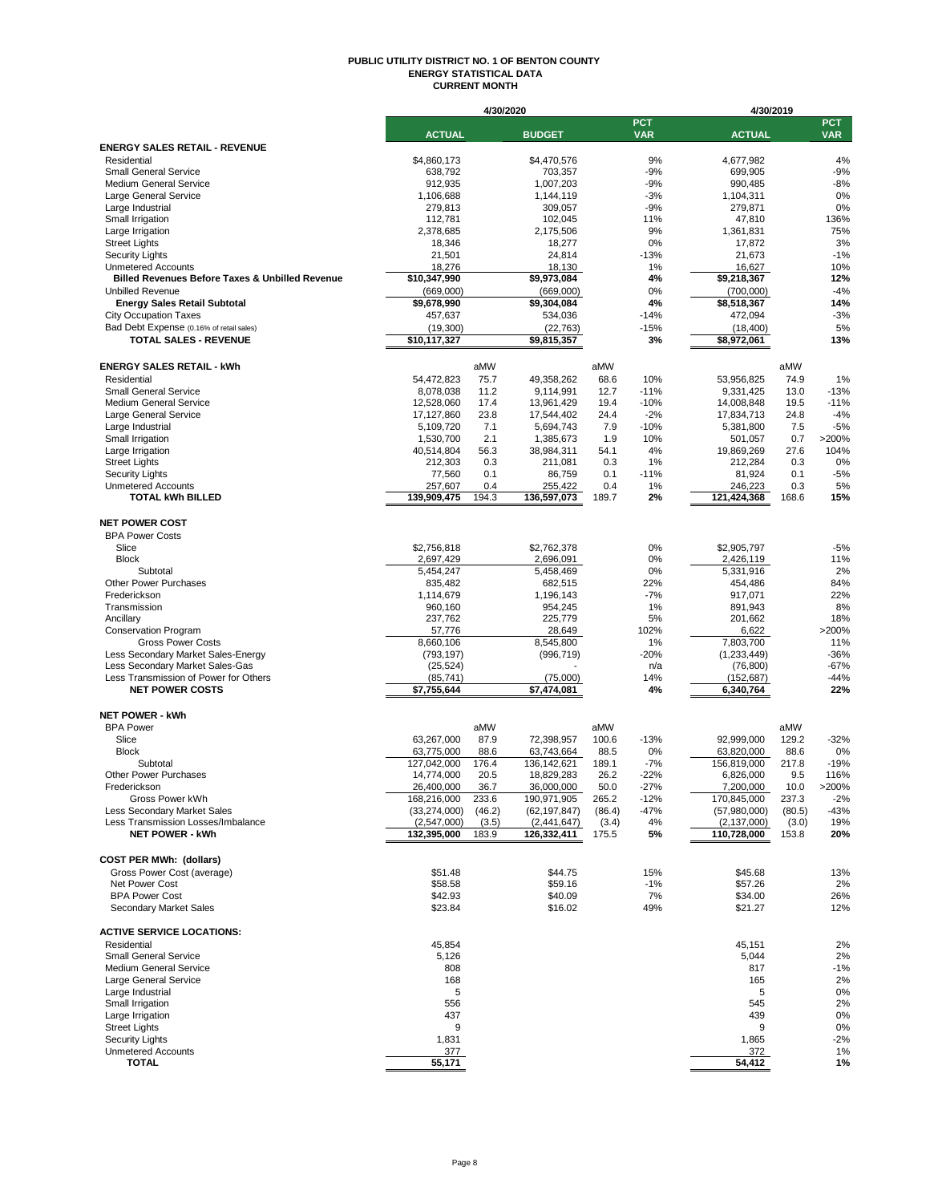# PUBLIC UTILITY DISTRICT NO. 1 OF BENTON COUNTY
## ENERGY STATISTICAL DATA
### CURRENT MONTH

| | 4/30/2020 | | | | | 4/30/2019 | | |
|---|---|---|---|---|---|---|---|---|
| | ACTUAL | | BUDGET | | PCT VAR | ACTUAL | | PCT VAR |
| **ENERGY SALES RETAIL - REVENUE** | | | | | | | | |
| Residential | $4,860,173 | | $4,470,576 | | 9% | 4,677,982 | | 4% |
| Small General Service | 638,792 | | 703,357 | | -9% | 699,905 | | -9% |
| Medium General Service | 912,935 | | 1,007,203 | | -9% | 990,485 | | -8% |
| Large General Service | 1,106,688 | | 1,144,119 | | -3% | 1,104,311 | | 0% |
| Large Industrial | 279,813 | | 309,057 | | -9% | 279,871 | | 0% |
| Small Irrigation | 112,781 | | 102,045 | | 11% | 47,810 | | 136% |
| Large Irrigation | 2,378,685 | | 2,175,506 | | 9% | 1,361,831 | | 75% |
| Street Lights | 18,346 | | 18,277 | | 0% | 17,872 | | 3% |
| Security Lights | 21,501 | | 24,814 | | -13% | 21,673 | | -1% |
| Unmetered Accounts | 18,276 | | 18,130 | | 1% | 16,627 | | 10% |
| **Billed Revenues Before Taxes & Unbilled Revenue** | **$10,347,990** | | **$9,973,084** | | **4%** | **$9,218,367** | | **12%** |
| Unbilled Revenue | (669,000) | | (669,000) | | 0% | (700,000) | | -4% |
| **Energy Sales Retail Subtotal** | **$9,678,990** | | **$9,304,084** | | **4%** | **$8,518,367** | | **14%** |
| City Occupation Taxes | 457,637 | | 534,036 | | -14% | 472,094 | | -3% |
| Bad Debt Expense (0.16% of retail sales) | (19,300) | | (22,763) | | -15% | (18,400) | | 5% |
| **TOTAL SALES - REVENUE** | **$10,117,327** | | **$9,815,357** | | **3%** | **$8,972,061** | | **13%** |
| | | | | | | | | |
| **ENERGY SALES RETAIL - kWh** | | aMW | | aMW | | | aMW | |
| Residential | 54,472,823 | 75.7 | 49,358,262 | 68.6 | 10% | 53,956,825 | 74.9 | 1% |
| Small General Service | 8,078,038 | 11.2 | 9,114,991 | 12.7 | -11% | 9,331,425 | 13.0 | -13% |
| Medium General Service | 12,528,060 | 17.4 | 13,961,429 | 19.4 | -10% | 14,008,848 | 19.5 | -11% |
| Large General Service | 17,127,860 | 23.8 | 17,544,402 | 24.4 | -2% | 17,834,713 | 24.8 | -4% |
| Large Industrial | 5,109,720 | 7.1 | 5,694,743 | 7.9 | -10% | 5,381,800 | 7.5 | -5% |
| Small Irrigation | 1,530,700 | 2.1 | 1,385,673 | 1.9 | 10% | 501,057 | 0.7 | >200% |
| Large Irrigation | 40,514,804 | 56.3 | 38,984,311 | 54.1 | 4% | 19,869,269 | 27.6 | 104% |
| Street Lights | 212,303 | 0.3 | 211,081 | 0.3 | 1% | 212,284 | 0.3 | 0% |
| Security Lights | 77,560 | 0.1 | 86,759 | 0.1 | -11% | 81,924 | 0.1 | -5% |
| Unmetered Accounts | 257,607 | 0.4 | 255,422 | 0.4 | 1% | 246,223 | 0.3 | 5% |
| **TOTAL kWh BILLED** | **139,909,475** | **194.3** | **136,597,073** | **189.7** | **2%** | **121,424,368** | **168.6** | **15%** |
| | | | | | | | | |
| **NET POWER COST** | | | | | | | | |
| BPA Power Costs | | | | | | | | |
| Slice | $2,756,818 | | $2,762,378 | | 0% | $2,905,797 | | -5% |
| Block | 2,697,429 | | 2,696,091 | | 0% | 2,426,119 | | 11% |
| Subtotal | 5,454,247 | | 5,458,469 | | 0% | 5,331,916 | | 2% |
| Other Power Purchases | 835,482 | | 682,515 | | 22% | 454,486 | | 84% |
| Frederickson | 1,114,679 | | 1,196,143 | | -7% | 917,071 | | 22% |
| Transmission | 960,160 | | 954,245 | | 1% | 891,943 | | 8% |
| Ancillary | 237,762 | | 225,779 | | 5% | 201,662 | | 18% |
| Conservation Program | 57,776 | | 28,649 | | 102% | 6,622 | | >200% |
| Gross Power Costs | 8,660,106 | | 8,545,800 | | 1% | 7,803,700 | | 11% |
| Less Secondary Market Sales-Energy | (793,197) | | (996,719) | | -20% | (1,233,449) | | -36% |
| Less Secondary Market Sales-Gas | (25,524) | | - | | n/a | (76,800) | | -67% |
| Less Transmission of Power for Others | (85,741) | | (75,000) | | 14% | (152,687) | | -44% |
| **NET POWER COSTS** | **$7,755,644** | | **$7,474,081** | | **4%** | **6,340,764** | | **22%** |
| | | | | | | | | |
| **NET POWER - kWh** | | | | | | | | |
| BPA Power | | aMW | | aMW | | | aMW | |
| Slice | 63,267,000 | 87.9 | 72,398,957 | 100.6 | -13% | 92,999,000 | 129.2 | -32% |
| Block | 63,775,000 | 88.6 | 63,743,664 | 88.5 | 0% | 63,820,000 | 88.6 | 0% |
| Subtotal | 127,042,000 | 176.4 | 136,142,621 | 189.1 | -7% | 156,819,000 | 217.8 | -19% |
| Other Power Purchases | 14,774,000 | 20.5 | 18,829,283 | 26.2 | -22% | 6,826,000 | 9.5 | 116% |
| Frederickson | 26,400,000 | 36.7 | 36,000,000 | 50.0 | -27% | 7,200,000 | 10.0 | >200% |
| Gross Power kWh | 168,216,000 | 233.6 | 190,971,905 | 265.2 | -12% | 170,845,000 | 237.3 | -2% |
| Less Secondary Market Sales | (33,274,000) | (46.2) | (62,197,847) | (86.4) | -47% | (57,980,000) | (80.5) | -43% |
| Less Transmission Losses/Imbalance | (2,547,000) | (3.5) | (2,441,647) | (3.4) | 4% | (2,137,000) | (3.0) | 19% |
| **NET POWER - kWh** | **132,395,000** | **183.9** | **126,332,411** | **175.5** | **5%** | **110,728,000** | **153.8** | **20%** |
| | | | | | | | | |
| **COST PER MWh: (dollars)** | | | | | | | | |
| Gross Power Cost (average) | $51.48 | | $44.75 | | 15% | $45.68 | | 13% |
| Net Power Cost | $58.58 | | $59.16 | | -1% | $57.26 | | 2% |
| BPA Power Cost | $42.93 | | $40.09 | | 7% | $34.00 | | 26% |
| Secondary Market Sales | $23.84 | | $16.02 | | 49% | $21.27 | | 12% |
| | | | | | | | | |
| **ACTIVE SERVICE LOCATIONS:** | | | | | | | | |
| Residential | 45,854 | | | | | 45,151 | | 2% |
| Small General Service | 5,126 | | | | | 5,044 | | 2% |
| Medium General Service | 808 | | | | | 817 | | -1% |
| Large General Service | 168 | | | | | 165 | | 2% |
| Large Industrial | 5 | | | | | 5 | | 0% |
| Small Irrigation | 556 | | | | | 545 | | 2% |
| Large Irrigation | 437 | | | | | 439 | | 0% |
| Street Lights | 9 | | | | | 9 | | 0% |
| Security Lights | 1,831 | | | | | 1,865 | | -2% |
| Unmetered Accounts | 377 | | | | | 372 | | 1% |
| **TOTAL** | **55,171** | | | | | **54,412** | | **1%** |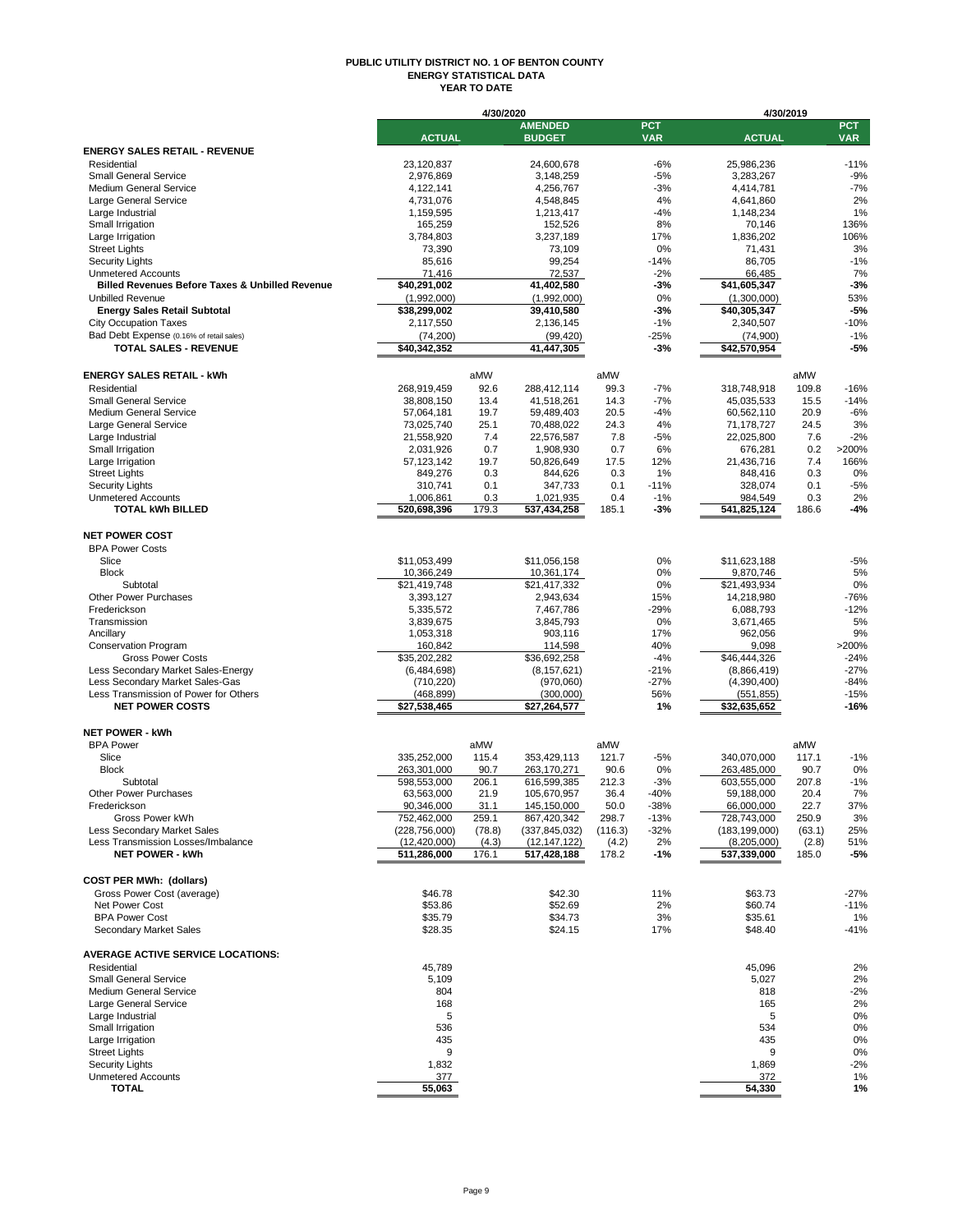# PUBLIC UTILITY DISTRICT NO. 1 OF BENTON COUNTY
## ENERGY STATISTICAL DATA
### YEAR TO DATE

| | 4/30/2020 | | | | | 4/30/2019 | | |
|---|---|---|---|---|---|---|---|---|
| | ACTUAL | | AMENDED BUDGET | | PCT VAR | ACTUAL | | PCT VAR |
| **ENERGY SALES RETAIL - REVENUE** | | | | | | | | |
| Residential | 23,120,837 | | 24,600,678 | | -6% | 25,986,236 | | -11% |
| Small General Service | 2,976,869 | | 3,148,259 | | -5% | 3,283,267 | | -9% |
| Medium General Service | 4,122,141 | | 4,256,767 | | -3% | 4,414,781 | | -7% |
| Large General Service | 4,731,076 | | 4,548,845 | | 4% | 4,641,860 | | 2% |
| Large Industrial | 1,159,595 | | 1,213,417 | | -4% | 1,148,234 | | 1% |
| Small Irrigation | 165,259 | | 152,526 | | 8% | 70,146 | | 136% |
| Large Irrigation | 3,784,803 | | 3,237,189 | | 17% | 1,836,202 | | 106% |
| Street Lights | 73,390 | | 73,109 | | 0% | 71,431 | | 3% |
| Security Lights | 85,616 | | 99,254 | | -14% | 86,705 | | -1% |
| Unmetered Accounts | 71,416 | | 72,537 | | -2% | 66,485 | | 7% |
| **Billed Revenues Before Taxes & Unbilled Revenue** | **$40,291,002** | | **41,402,580** | | **-3%** | **$41,605,347** | | **-3%** |
| Unbilled Revenue | (1,992,000) | | (1,992,000) | | 0% | (1,300,000) | | 53% |
| **Energy Sales Retail Subtotal** | **$38,299,002** | | **39,410,580** | | **-3%** | **$40,305,347** | | **-5%** |
| City Occupation Taxes | 2,117,550 | | 2,136,145 | | -1% | 2,340,507 | | -10% |
| Bad Debt Expense (0.16% of retail sales) | (74,200) | | (99,420) | | -25% | (74,900) | | -1% |
| **TOTAL SALES - REVENUE** | **$40,342,352** | | **41,447,305** | | **-3%** | **$42,570,954** | | **-5%** |
| | | | | | | | | |
| **ENERGY SALES RETAIL - kWh** | | aMW | | aMW | | | aMW | |
| Residential | 268,919,459 | 92.6 | 288,412,114 | 99.3 | -7% | 318,748,918 | 109.8 | -16% |
| Small General Service | 38,808,150 | 13.4 | 41,518,261 | 14.3 | -7% | 45,035,533 | 15.5 | -14% |
| Medium General Service | 57,064,181 | 19.7 | 59,489,403 | 20.5 | -4% | 60,562,110 | 20.9 | -6% |
| Large General Service | 73,025,740 | 25.1 | 70,488,022 | 24.3 | 4% | 71,178,727 | 24.5 | 3% |
| Large Industrial | 21,558,920 | 7.4 | 22,576,587 | 7.8 | -5% | 22,025,800 | 7.6 | -2% |
| Small Irrigation | 2,031,926 | 0.7 | 1,908,930 | 0.7 | 6% | 676,281 | 0.2 | >200% |
| Large Irrigation | 57,123,142 | 19.7 | 50,826,649 | 17.5 | 12% | 21,436,716 | 7.4 | 166% |
| Street Lights | 849,276 | 0.3 | 844,626 | 0.3 | 1% | 848,416 | 0.3 | 0% |
| Security Lights | 310,741 | 0.1 | 347,733 | 0.1 | -11% | 328,074 | 0.1 | -5% |
| Unmetered Accounts | 1,006,861 | 0.3 | 1,021,935 | 0.4 | -1% | 984,549 | 0.3 | 2% |
| **TOTAL kWh BILLED** | **520,698,396** | **179.3** | **537,434,258** | **185.1** | **-3%** | **541,825,124** | **186.6** | **-4%** |
| | | | | | | | | |
| **NET POWER COST** | | | | | | | | |
| BPA Power Costs | | | | | | | | |
| Slice | $11,053,499 | | $11,056,158 | | 0% | $11,623,188 | | -5% |
| Block | 10,366,249 | | 10,361,174 | | 0% | 9,870,746 | | 5% |
| Subtotal | $21,419,748 | | $21,417,332 | | 0% | $21,493,934 | | 0% |
| Other Power Purchases | 3,393,127 | | 2,943,634 | | 15% | 14,218,980 | | -76% |
| Frederickson | 5,335,572 | | 7,467,786 | | -29% | 6,088,793 | | -12% |
| Transmission | 3,839,675 | | 3,845,793 | | 0% | 3,671,465 | | 5% |
| Ancillary | 1,053,318 | | 903,116 | | 17% | 962,056 | | 9% |
| Conservation Program | 160,842 | | 114,598 | | 40% | 9,098 | | >200% |
| Gross Power Costs | $35,202,282 | | $36,692,258 | | -4% | $46,444,326 | | -24% |
| Less Secondary Market Sales-Energy | (6,484,698) | | (8,157,621) | | -21% | (8,866,419) | | -27% |
| Less Secondary Market Sales-Gas | (710,220) | | (970,060) | | -27% | (4,390,400) | | -84% |
| Less Transmission of Power for Others | (468,899) | | (300,000) | | 56% | (551,855) | | -15% |
| **NET POWER COSTS** | **$27,538,465** | | **$27,264,577** | | **1%** | **$32,635,652** | | **-16%** |
| | | | | | | | | |
| **NET POWER - kWh** | | | | | | | | |
| BPA Power | | aMW | | aMW | | | aMW | |
| Slice | 335,252,000 | 115.4 | 353,429,113 | 121.7 | -5% | 340,070,000 | 117.1 | -1% |
| Block | 263,301,000 | 90.7 | 263,170,271 | 90.6 | 0% | 263,485,000 | 90.7 | 0% |
| Subtotal | 598,553,000 | 206.1 | 616,599,385 | 212.3 | -3% | 603,555,000 | 207.8 | -1% |
| Other Power Purchases | 63,563,000 | 21.9 | 105,670,957 | 36.4 | -40% | 59,188,000 | 20.4 | 7% |
| Frederickson | 90,346,000 | 31.1 | 145,150,000 | 50.0 | -38% | 66,000,000 | 22.7 | 37% |
| Gross Power kWh | 752,462,000 | 259.1 | 867,420,342 | 298.7 | -13% | 728,743,000 | 250.9 | 3% |
| Less Secondary Market Sales | (228,756,000) | (78.8) | (337,845,032) | (116.3) | -32% | (183,199,000) | (63.1) | 25% |
| Less Transmission Losses/Imbalance | (12,420,000) | (4.3) | (12,147,122) | (4.2) | 2% | (8,205,000) | (2.8) | 51% |
| **NET POWER - kWh** | **511,286,000** | **176.1** | **517,428,188** | **178.2** | **-1%** | **537,339,000** | **185.0** | **-5%** |
| | | | | | | | | |
| **COST PER MWh: (dollars)** | | | | | | | | |
| Gross Power Cost (average) | $46.78 | | $42.30 | | 11% | $63.73 | | -27% |
| Net Power Cost | $53.86 | | $52.69 | | 2% | $60.74 | | -11% |
| BPA Power Cost | $35.79 | | $34.73 | | 3% | $35.61 | | 1% |
| Secondary Market Sales | $28.35 | | $24.15 | | 17% | $48.40 | | -41% |
| | | | | | | | | |
| **AVERAGE ACTIVE SERVICE LOCATIONS:** | | | | | | | | |
| Residential | 45,789 | | | | | 45,096 | | 2% |
| Small General Service | 5,109 | | | | | 5,027 | | 2% |
| Medium General Service | 804 | | | | | 818 | | -2% |
| Large General Service | 168 | | | | | 165 | | 2% |
| Large Industrial | 5 | | | | | 5 | | 0% |
| Small Irrigation | 536 | | | | | 534 | | 0% |
| Large Irrigation | 435 | | | | | 435 | | 0% |
| Street Lights | 9 | | | | | 9 | | 0% |
| Security Lights | 1,832 | | | | | 1,869 | | -2% |
| Unmetered Accounts | 377 | | | | | 372 | | 1% |
| **TOTAL** | **55,063** | | | | | **54,330** | | **1%** |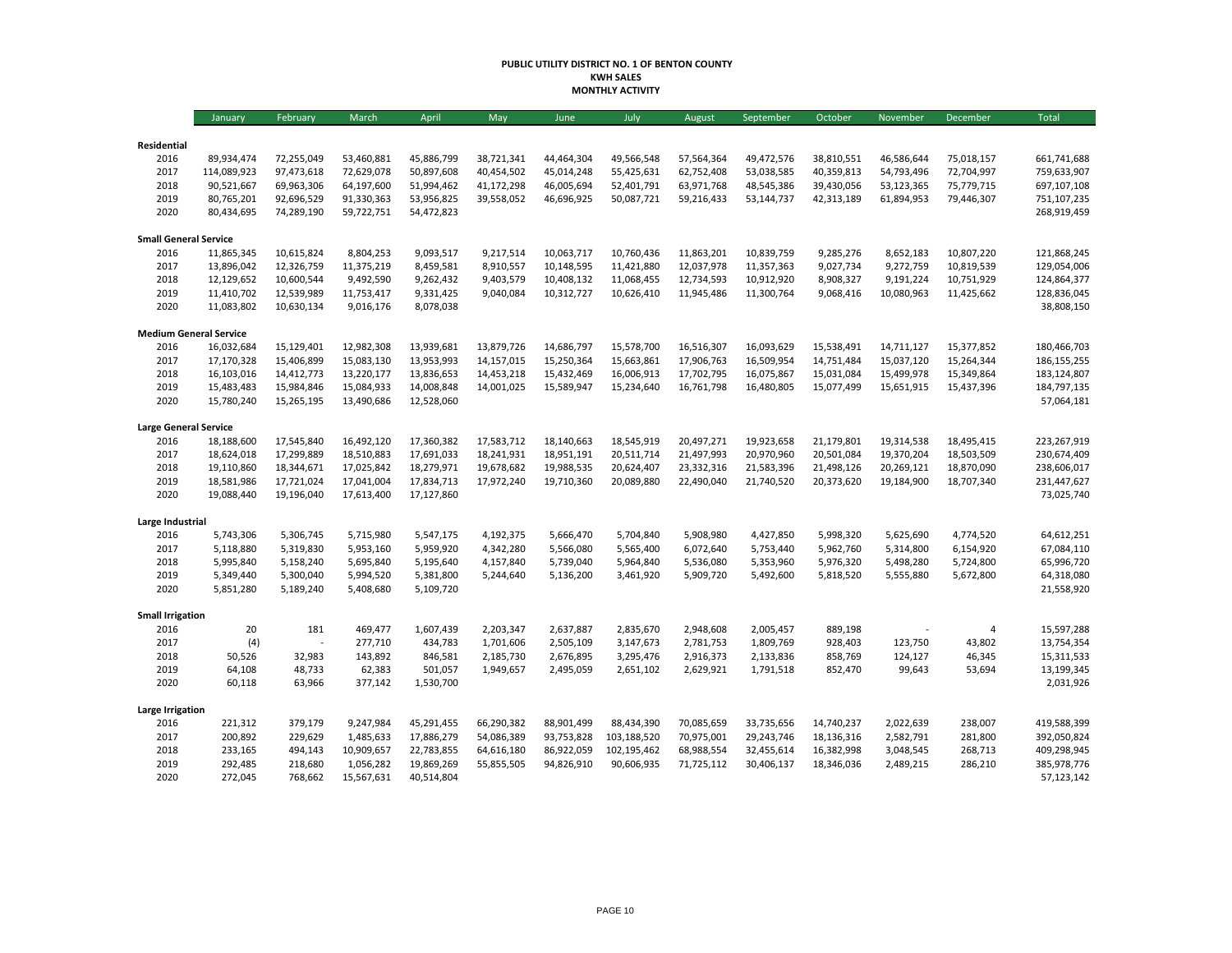**PUBLIC UTILITY DISTRICT NO. 1 OF BENTON COUNTY**
**KWH SALES**
**MONTHLY ACTIVITY**

| | January | February | March | April | May | June | July | August | September | October | November | December | Total |
|---|---|---|---|---|---|---|---|---|---|---|---|---|---|
| **Residential** | | | | | | | | | | | | | |
| 2016 | 89,934,474 | 72,255,049 | 53,460,881 | 45,886,799 | 38,721,341 | 44,464,304 | 49,566,548 | 57,564,364 | 49,472,576 | 38,810,551 | 46,586,644 | 75,018,157 | 661,741,688 |
| 2017 | 114,089,923 | 97,473,618 | 72,629,078 | 50,897,608 | 40,454,502 | 45,014,248 | 55,425,631 | 62,752,408 | 53,038,585 | 40,359,813 | 54,793,496 | 72,704,997 | 759,633,907 |
| 2018 | 90,521,667 | 69,963,306 | 64,197,600 | 51,994,462 | 41,172,298 | 46,005,694 | 52,401,791 | 63,971,768 | 48,545,386 | 39,430,056 | 53,123,365 | 75,779,715 | 697,107,108 |
| 2019 | 80,765,201 | 92,696,529 | 91,330,363 | 53,956,825 | 39,558,052 | 46,696,925 | 50,087,721 | 59,216,433 | 53,144,737 | 42,313,189 | 61,894,953 | 79,446,307 | 751,107,235 |
| 2020 | 80,434,695 | 74,289,190 | 59,722,751 | 54,472,823 | | | | | | | | | 268,919,459 |
| **Small General Service** | | | | | | | | | | | | | |
| 2016 | 11,865,345 | 10,615,824 | 8,804,253 | 9,093,517 | 9,217,514 | 10,063,717 | 10,760,436 | 11,863,201 | 10,839,759 | 9,285,276 | 8,652,183 | 10,807,220 | 121,868,245 |
| 2017 | 13,896,042 | 12,326,759 | 11,375,219 | 8,459,581 | 8,910,557 | 10,148,595 | 11,421,880 | 12,037,978 | 11,357,363 | 9,027,734 | 9,272,759 | 10,819,539 | 129,054,006 |
| 2018 | 12,129,652 | 10,600,544 | 9,492,590 | 9,262,432 | 9,403,579 | 10,408,132 | 11,068,455 | 12,734,593 | 10,912,920 | 8,908,327 | 9,191,224 | 10,751,929 | 124,864,377 |
| 2019 | 11,410,702 | 12,539,989 | 11,753,417 | 9,331,425 | 9,040,084 | 10,312,727 | 10,626,410 | 11,945,486 | 11,300,764 | 9,068,416 | 10,080,963 | 11,425,662 | 128,836,045 |
| 2020 | 11,083,802 | 10,630,134 | 9,016,176 | 8,078,038 | | | | | | | | | 38,808,150 |
| **Medium General Service** | | | | | | | | | | | | | |
| 2016 | 16,032,684 | 15,129,401 | 12,982,308 | 13,939,681 | 13,879,726 | 14,686,797 | 15,578,700 | 16,516,307 | 16,093,629 | 15,538,491 | 14,711,127 | 15,377,852 | 180,466,703 |
| 2017 | 17,170,328 | 15,406,899 | 15,083,130 | 13,953,993 | 14,157,015 | 15,250,364 | 15,663,861 | 17,906,763 | 16,509,954 | 14,751,484 | 15,037,120 | 15,264,344 | 186,155,255 |
| 2018 | 16,103,016 | 14,412,773 | 13,220,177 | 13,836,653 | 14,453,218 | 15,432,469 | 16,006,913 | 17,702,795 | 16,075,867 | 15,031,084 | 15,499,978 | 15,349,864 | 183,124,807 |
| 2019 | 15,483,483 | 15,984,846 | 15,084,933 | 14,008,848 | 14,001,025 | 15,589,947 | 15,234,640 | 16,761,798 | 16,480,805 | 15,077,499 | 15,651,915 | 15,437,396 | 184,797,135 |
| 2020 | 15,780,240 | 15,265,195 | 13,490,686 | 12,528,060 | | | | | | | | | 57,064,181 |
| **Large General Service** | | | | | | | | | | | | | |
| 2016 | 18,188,600 | 17,545,840 | 16,492,120 | 17,360,382 | 17,583,712 | 18,140,663 | 18,545,919 | 20,497,271 | 19,923,658 | 21,179,801 | 19,314,538 | 18,495,415 | 223,267,919 |
| 2017 | 18,624,018 | 17,299,889 | 18,510,883 | 17,691,033 | 18,241,931 | 18,951,191 | 20,511,714 | 21,497,993 | 20,970,960 | 20,501,084 | 19,370,204 | 18,503,509 | 230,674,409 |
| 2018 | 19,110,860 | 18,344,671 | 17,025,842 | 18,279,971 | 19,678,682 | 19,988,535 | 20,624,407 | 23,332,316 | 21,583,396 | 21,498,126 | 20,269,121 | 18,870,090 | 238,606,017 |
| 2019 | 18,581,986 | 17,721,024 | 17,041,004 | 17,834,713 | 17,972,240 | 19,710,360 | 20,089,880 | 22,490,040 | 21,740,520 | 20,373,620 | 19,184,900 | 18,707,340 | 231,447,627 |
| 2020 | 19,088,440 | 19,196,040 | 17,613,400 | 17,127,860 | | | | | | | | | 73,025,740 |
| **Large Industrial** | | | | | | | | | | | | | |
| 2016 | 5,743,306 | 5,306,745 | 5,715,980 | 5,547,175 | 4,192,375 | 5,666,470 | 5,704,840 | 5,908,980 | 4,427,850 | 5,998,320 | 5,625,690 | 4,774,520 | 64,612,251 |
| 2017 | 5,118,880 | 5,319,830 | 5,953,160 | 5,959,920 | 4,342,280 | 5,566,080 | 5,565,400 | 6,072,640 | 5,753,440 | 5,962,760 | 5,314,800 | 6,154,920 | 67,084,110 |
| 2018 | 5,995,840 | 5,158,240 | 5,695,840 | 5,195,640 | 4,157,840 | 5,739,040 | 5,964,840 | 5,536,080 | 5,353,960 | 5,976,320 | 5,498,280 | 5,724,800 | 65,996,720 |
| 2019 | 5,349,440 | 5,300,040 | 5,994,520 | 5,381,800 | 5,244,640 | 5,136,200 | 3,461,920 | 5,909,720 | 5,492,600 | 5,818,520 | 5,555,880 | 5,672,800 | 64,318,080 |
| 2020 | 5,851,280 | 5,189,240 | 5,408,680 | 5,109,720 | | | | | | | | | 21,558,920 |
| **Small Irrigation** | | | | | | | | | | | | | |
| 2016 | 20 | 181 | 469,477 | 1,607,439 | 2,203,347 | 2,637,887 | 2,835,670 | 2,948,608 | 2,005,457 | 889,198 | - | 4 | 15,597,288 |
| 2017 | (4) | - | 277,710 | 434,783 | 1,701,606 | 2,505,109 | 3,147,673 | 2,781,753 | 1,809,769 | 928,403 | 123,750 | 43,802 | 13,754,354 |
| 2018 | 50,526 | 32,983 | 143,892 | 846,581 | 2,185,730 | 2,676,895 | 3,295,476 | 2,916,373 | 2,133,836 | 858,769 | 124,127 | 46,345 | 15,311,533 |
| 2019 | 64,108 | 48,733 | 62,383 | 501,057 | 1,949,657 | 2,495,059 | 2,651,102 | 2,629,921 | 1,791,518 | 852,470 | 99,643 | 53,694 | 13,199,345 |
| 2020 | 60,118 | 63,966 | 377,142 | 1,530,700 | | | | | | | | | 2,031,926 |
| **Large Irrigation** | | | | | | | | | | | | | |
| 2016 | 221,312 | 379,179 | 9,247,984 | 45,291,455 | 66,290,382 | 88,901,499 | 88,434,390 | 70,085,659 | 33,735,656 | 14,740,237 | 2,022,639 | 238,007 | 419,588,399 |
| 2017 | 200,892 | 229,629 | 1,485,633 | 17,886,279 | 54,086,389 | 93,753,828 | 103,188,520 | 70,975,001 | 29,243,746 | 18,136,316 | 2,582,791 | 281,800 | 392,050,824 |
| 2018 | 233,165 | 494,143 | 10,909,657 | 22,783,855 | 64,616,180 | 86,922,059 | 102,195,462 | 68,988,554 | 32,455,614 | 16,382,998 | 3,048,545 | 268,713 | 409,298,945 |
| 2019 | 292,485 | 218,680 | 1,056,282 | 19,869,269 | 55,855,505 | 94,826,910 | 90,606,935 | 71,725,112 | 30,406,137 | 18,346,036 | 2,489,215 | 286,210 | 385,978,776 |
| 2020 | 272,045 | 768,662 | 15,567,631 | 40,514,804 | | | | | | | | | 57,123,142 |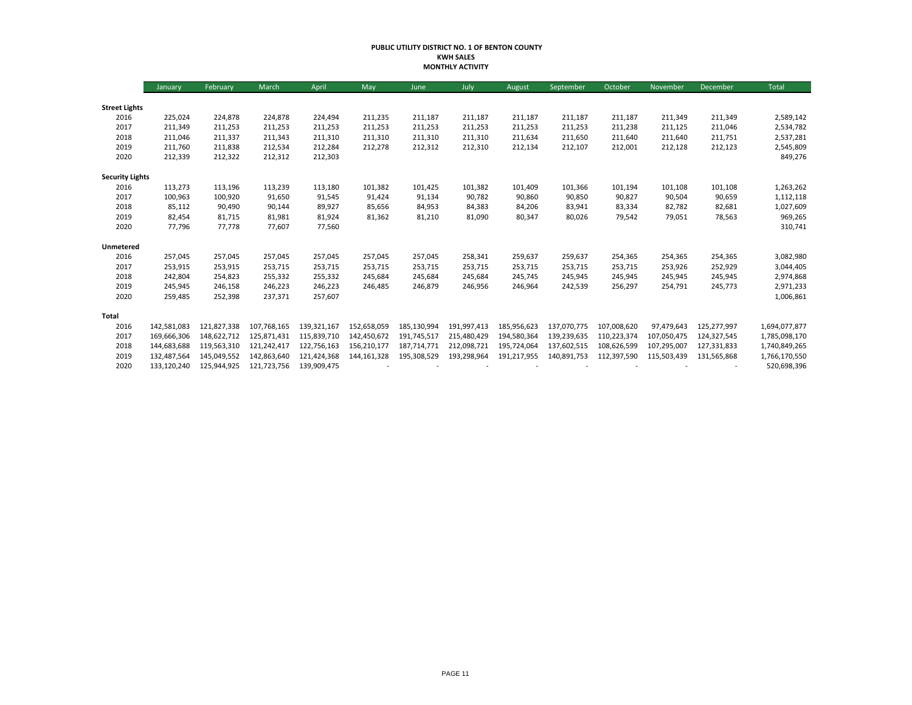**PUBLIC UTILITY DISTRICT NO. 1 OF BENTON COUNTY**
**KWH SALES**
**MONTHLY ACTIVITY**

| | January | February | March | April | May | June | July | August | September | October | November | December | Total |
|---|---|---|---|---|---|---|---|---|---|---|---|---|---|
| **Street Lights** | | | | | | | | | | | | | |
| 2016 | 225,024 | 224,878 | 224,878 | 224,494 | 211,235 | 211,187 | 211,187 | 211,187 | 211,187 | 211,187 | 211,349 | 211,349 | 2,589,142 |
| 2017 | 211,349 | 211,253 | 211,253 | 211,253 | 211,253 | 211,253 | 211,253 | 211,253 | 211,253 | 211,238 | 211,125 | 211,046 | 2,534,782 |
| 2018 | 211,046 | 211,337 | 211,343 | 211,310 | 211,310 | 211,310 | 211,310 | 211,634 | 211,650 | 211,640 | 211,640 | 211,751 | 2,537,281 |
| 2019 | 211,760 | 211,838 | 212,534 | 212,284 | 212,278 | 212,312 | 212,310 | 212,134 | 212,107 | 212,001 | 212,128 | 212,123 | 2,545,809 |
| 2020 | 212,339 | 212,322 | 212,312 | 212,303 | | | | | | | | | 849,276 |
| **Security Lights** | | | | | | | | | | | | | |
| 2016 | 113,273 | 113,196 | 113,239 | 113,180 | 101,382 | 101,425 | 101,382 | 101,409 | 101,366 | 101,194 | 101,108 | 101,108 | 1,263,262 |
| 2017 | 100,963 | 100,920 | 91,650 | 91,545 | 91,424 | 91,134 | 90,782 | 90,860 | 90,850 | 90,827 | 90,504 | 90,659 | 1,112,118 |
| 2018 | 85,112 | 90,490 | 90,144 | 89,927 | 85,656 | 84,953 | 84,383 | 84,206 | 83,941 | 83,334 | 82,782 | 82,681 | 1,027,609 |
| 2019 | 82,454 | 81,715 | 81,981 | 81,924 | 81,362 | 81,210 | 81,090 | 80,347 | 80,026 | 79,542 | 79,051 | 78,563 | 969,265 |
| 2020 | 77,796 | 77,778 | 77,607 | 77,560 | | | | | | | | | 310,741 |
| **Unmetered** | | | | | | | | | | | | | |
| 2016 | 257,045 | 257,045 | 257,045 | 257,045 | 257,045 | 257,045 | 258,341 | 259,637 | 259,637 | 254,365 | 254,365 | 254,365 | 3,082,980 |
| 2017 | 253,915 | 253,915 | 253,715 | 253,715 | 253,715 | 253,715 | 253,715 | 253,715 | 253,715 | 253,715 | 253,926 | 252,929 | 3,044,405 |
| 2018 | 242,804 | 254,823 | 255,332 | 255,332 | 245,684 | 245,684 | 245,684 | 245,745 | 245,945 | 245,945 | 245,945 | 245,945 | 2,974,868 |
| 2019 | 245,945 | 246,158 | 246,223 | 246,223 | 246,485 | 246,879 | 246,956 | 246,964 | 242,539 | 256,297 | 254,791 | 245,773 | 2,971,233 |
| 2020 | 259,485 | 252,398 | 237,371 | 257,607 | | | | | | | | | 1,006,861 |
| **Total** | | | | | | | | | | | | | |
| 2016 | 142,581,083 | 121,827,338 | 107,768,165 | 139,321,167 | 152,658,059 | 185,130,994 | 191,997,413 | 185,956,623 | 137,070,775 | 107,008,620 | 97,479,643 | 125,277,997 | 1,694,077,877 |
| 2017 | 169,666,306 | 148,622,712 | 125,871,431 | 115,839,710 | 142,450,672 | 191,745,517 | 215,480,429 | 194,580,364 | 139,239,635 | 110,223,374 | 107,050,475 | 124,327,545 | 1,785,098,170 |
| 2018 | 144,683,688 | 119,563,310 | 121,242,417 | 122,756,163 | 156,210,177 | 187,714,771 | 212,098,721 | 195,724,064 | 137,602,515 | 108,626,599 | 107,295,007 | 127,331,833 | 1,740,849,265 |
| 2019 | 132,487,564 | 145,049,552 | 142,863,640 | 121,424,368 | 144,161,328 | 195,308,529 | 193,298,964 | 191,217,955 | 140,891,753 | 112,397,590 | 115,503,439 | 131,565,868 | 1,766,170,550 |
| 2020 | 133,120,240 | 125,944,925 | 121,723,756 | 139,909,475 | - | - | - | - | - | - | - | - | 520,698,396 |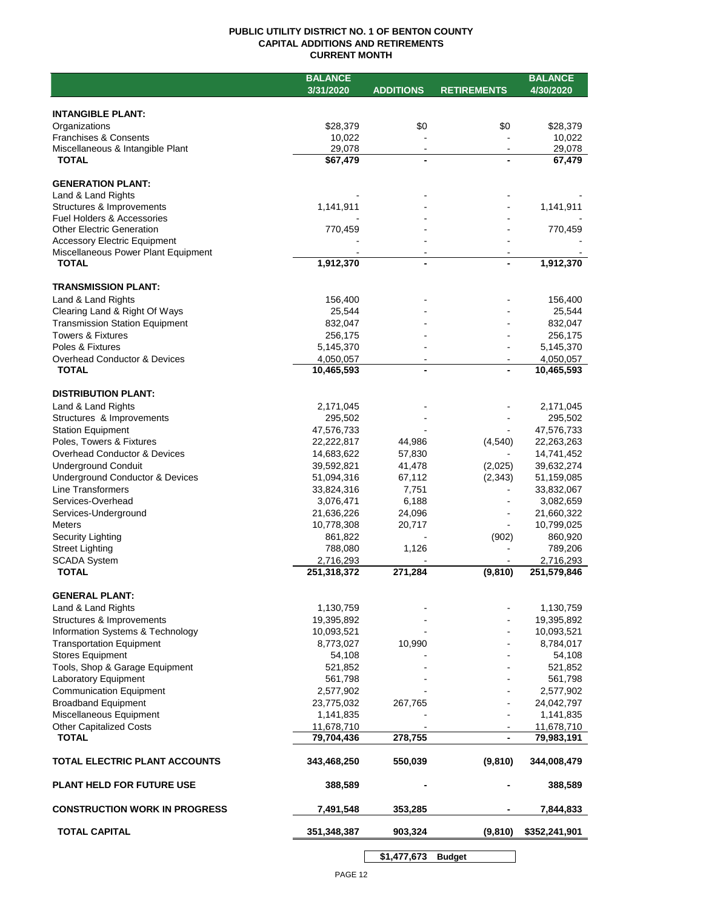# PUBLIC UTILITY DISTRICT NO. 1 OF BENTON COUNTY
## CAPITAL ADDITIONS AND RETIREMENTS
### CURRENT MONTH

| | BALANCE 3/31/2020 | ADDITIONS | RETIREMENTS | BALANCE 4/30/2020 |
|---|---|---|---|---|
| **INTANGIBLE PLANT:** | | | | |
| Organizations | $28,379 | $0 | $0 | $28,379 |
| Franchises & Consents | 10,022 | - | - | 10,022 |
| Miscellaneous & Intangible Plant | 29,078 | - | - | 29,078 |
| **TOTAL** | **$67,479** | **-** | **-** | **67,479** |
| **GENERATION PLANT:** | | | | |
| Land & Land Rights | - | - | - | - |
| Structures & Improvements | 1,141,911 | - | - | 1,141,911 |
| Fuel Holders & Accessories | - | - | - | - |
| Other Electric Generation | 770,459 | - | - | 770,459 |
| Accessory Electric Equipment | | - | - | - |
| Miscellaneous Power Plant Equipment | - | - | - | - |
| **TOTAL** | **1,912,370** | **-** | **-** | **1,912,370** |
| **TRANSMISSION PLANT:** | | | | |
| Land & Land Rights | 156,400 | - | - | 156,400 |
| Clearing Land & Right Of Ways | 25,544 | - | - | 25,544 |
| Transmission Station Equipment | 832,047 | - | - | 832,047 |
| Towers & Fixtures | 256,175 | - | - | 256,175 |
| Poles & Fixtures | 5,145,370 | - | - | 5,145,370 |
| Overhead Conductor & Devices | 4,050,057 | - | - | 4,050,057 |
| **TOTAL** | **10,465,593** | **-** | **-** | **10,465,593** |
| **DISTRIBUTION PLANT:** | | | | |
| Land & Land Rights | 2,171,045 | - | - | 2,171,045 |
| Structures & Improvements | 295,502 | - | - | 295,502 |
| Station Equipment | 47,576,733 | - | - | 47,576,733 |
| Poles, Towers & Fixtures | 22,222,817 | 44,986 | (4,540) | 22,263,263 |
| Overhead Conductor & Devices | 14,683,622 | 57,830 | - | 14,741,452 |
| Underground Conduit | 39,592,821 | 41,478 | (2,025) | 39,632,274 |
| Underground Conductor & Devices | 51,094,316 | 67,112 | (2,343) | 51,159,085 |
| Line Transformers | 33,824,316 | 7,751 | - | 33,832,067 |
| Services-Overhead | 3,076,471 | 6,188 | - | 3,082,659 |
| Services-Underground | 21,636,226 | 24,096 | - | 21,660,322 |
| Meters | 10,778,308 | 20,717 | - | 10,799,025 |
| Security Lighting | 861,822 | - | (902) | 860,920 |
| Street Lighting | 788,080 | 1,126 | - | 789,206 |
| SCADA System | 2,716,293 | - | - | 2,716,293 |
| **TOTAL** | **251,318,372** | **271,284** | **(9,810)** | **251,579,846** |
| **GENERAL PLANT:** | | | | |
| Land & Land Rights | 1,130,759 | - | - | 1,130,759 |
| Structures & Improvements | 19,395,892 | - | - | 19,395,892 |
| Information Systems & Technology | 10,093,521 | - | - | 10,093,521 |
| Transportation Equipment | 8,773,027 | 10,990 | - | 8,784,017 |
| Stores Equipment | 54,108 | - | - | 54,108 |
| Tools, Shop & Garage Equipment | 521,852 | - | - | 521,852 |
| Laboratory Equipment | 561,798 | - | - | 561,798 |
| Communication Equipment | 2,577,902 | - | - | 2,577,902 |
| Broadband Equipment | 23,775,032 | 267,765 | - | 24,042,797 |
| Miscellaneous Equipment | 1,141,835 | - | - | 1,141,835 |
| Other Capitalized Costs | 11,678,710 | - | - | 11,678,710 |
| **TOTAL** | **79,704,436** | **278,755** | **-** | **79,983,191** |
| **TOTAL ELECTRIC PLANT ACCOUNTS** | **343,468,250** | **550,039** | **(9,810)** | **344,008,479** |
| **PLANT HELD FOR FUTURE USE** | **388,589** | **-** | **-** | **388,589** |
| **CONSTRUCTION WORK IN PROGRESS** | **7,491,548** | **353,285** | **-** | **7,844,833** |
| **TOTAL CAPITAL** | **351,348,387** | **903,324** | **(9,810)** | **$352,241,901** |

| | | Budget |
|---|---|---|
| | **$1,477,673** | **Budget** |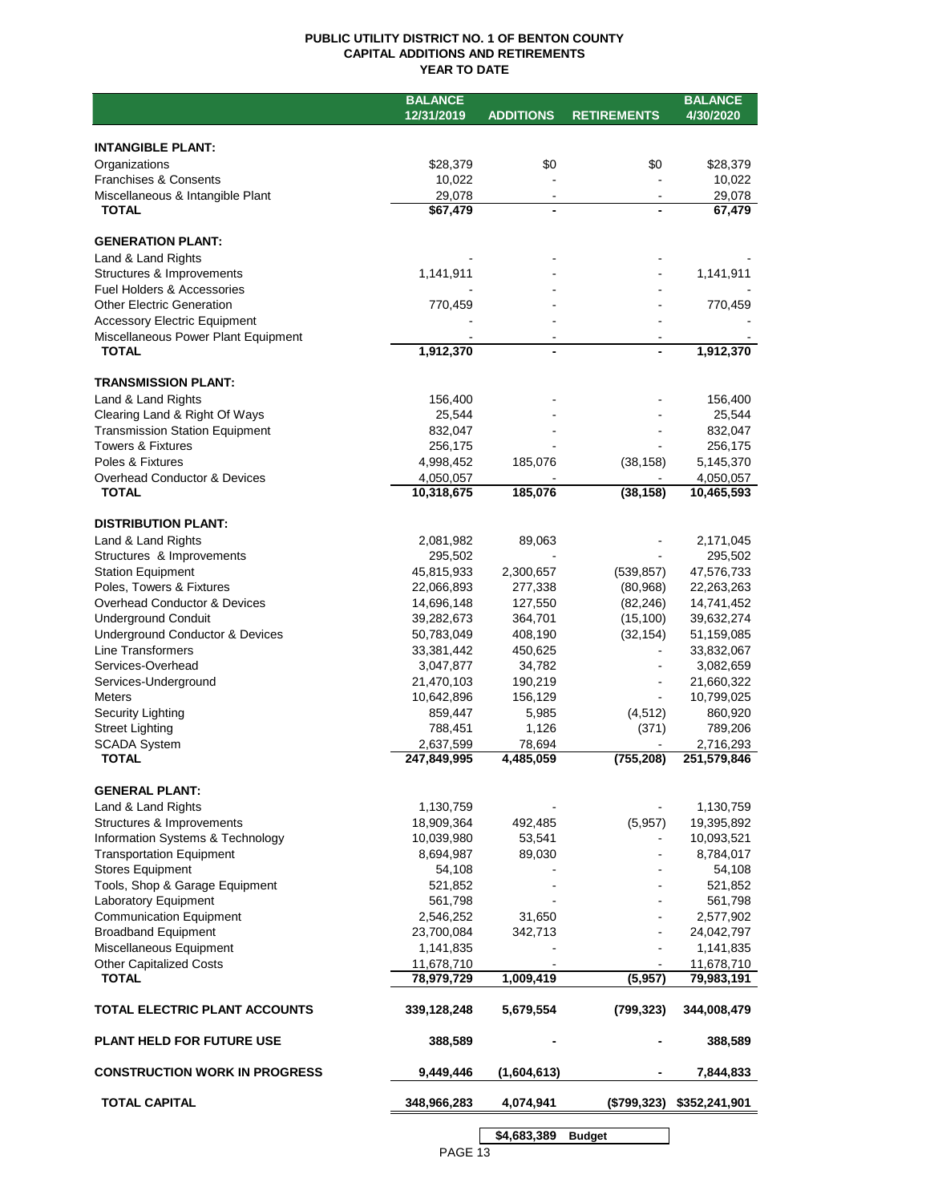# PUBLIC UTILITY DISTRICT NO. 1 OF BENTON COUNTY
## CAPITAL ADDITIONS AND RETIREMENTS
### YEAR TO DATE

| | BALANCE 12/31/2019 | ADDITIONS | RETIREMENTS | BALANCE 4/30/2020 |
|---|---|---|---|---|
| **INTANGIBLE PLANT:** | | | | |
| Organizations | $28,379 | $0 | $0 | $28,379 |
| Franchises & Consents | 10,022 | - | - | 10,022 |
| Miscellaneous & Intangible Plant | 29,078 | - | - | 29,078 |
| **TOTAL** | **$67,479** | **-** | **-** | **67,479** |
| **GENERATION PLANT:** | | | | |
| Land & Land Rights | - | - | - | - |
| Structures & Improvements | 1,141,911 | - | - | 1,141,911 |
| Fuel Holders & Accessories | - | - | - | - |
| Other Electric Generation | 770,459 | - | - | 770,459 |
| Accessory Electric Equipment | - | - | - | - |
| Miscellaneous Power Plant Equipment | - | - | - | - |
| **TOTAL** | **1,912,370** | **-** | **-** | **1,912,370** |
| **TRANSMISSION PLANT:** | | | | |
| Land & Land Rights | 156,400 | - | - | 156,400 |
| Clearing Land & Right Of Ways | 25,544 | - | - | 25,544 |
| Transmission Station Equipment | 832,047 | - | - | 832,047 |
| Towers & Fixtures | 256,175 | - | - | 256,175 |
| Poles & Fixtures | 4,998,452 | 185,076 | (38,158) | 5,145,370 |
| Overhead Conductor & Devices | 4,050,057 | - | - | 4,050,057 |
| **TOTAL** | **10,318,675** | **185,076** | **(38,158)** | **10,465,593** |
| **DISTRIBUTION PLANT:** | | | | |
| Land & Land Rights | 2,081,982 | 89,063 | - | 2,171,045 |
| Structures & Improvements | 295,502 | - | - | 295,502 |
| Station Equipment | 45,815,933 | 2,300,657 | (539,857) | 47,576,733 |
| Poles, Towers & Fixtures | 22,066,893 | 277,338 | (80,968) | 22,263,263 |
| Overhead Conductor & Devices | 14,696,148 | 127,550 | (82,246) | 14,741,452 |
| Underground Conduit | 39,282,673 | 364,701 | (15,100) | 39,632,274 |
| Underground Conductor & Devices | 50,783,049 | 408,190 | (32,154) | 51,159,085 |
| Line Transformers | 33,381,442 | 450,625 | - | 33,832,067 |
| Services-Overhead | 3,047,877 | 34,782 | - | 3,082,659 |
| Services-Underground | 21,470,103 | 190,219 | - | 21,660,322 |
| Meters | 10,642,896 | 156,129 | - | 10,799,025 |
| Security Lighting | 859,447 | 5,985 | (4,512) | 860,920 |
| Street Lighting | 788,451 | 1,126 | (371) | 789,206 |
| SCADA System | 2,637,599 | 78,694 | - | 2,716,293 |
| **TOTAL** | **247,849,995** | **4,485,059** | **(755,208)** | **251,579,846** |
| **GENERAL PLANT:** | | | | |
| Land & Land Rights | 1,130,759 | - | - | 1,130,759 |
| Structures & Improvements | 18,909,364 | 492,485 | (5,957) | 19,395,892 |
| Information Systems & Technology | 10,039,980 | 53,541 | - | 10,093,521 |
| Transportation Equipment | 8,694,987 | 89,030 | - | 8,784,017 |
| Stores Equipment | 54,108 | - | - | 54,108 |
| Tools, Shop & Garage Equipment | 521,852 | - | - | 521,852 |
| Laboratory Equipment | 561,798 | - | - | 561,798 |
| Communication Equipment | 2,546,252 | 31,650 | - | 2,577,902 |
| Broadband Equipment | 23,700,084 | 342,713 | - | 24,042,797 |
| Miscellaneous Equipment | 1,141,835 | - | - | 1,141,835 |
| Other Capitalized Costs | 11,678,710 | - | - | 11,678,710 |
| **TOTAL** | **78,979,729** | **1,009,419** | **(5,957)** | **79,983,191** |
| **TOTAL ELECTRIC PLANT ACCOUNTS** | **339,128,248** | **5,679,554** | **(799,323)** | **344,008,479** |
| **PLANT HELD FOR FUTURE USE** | **388,589** | **-** | **-** | **388,589** |
| **CONSTRUCTION WORK IN PROGRESS** | **9,449,446** | **(1,604,613)** | **-** | **7,844,833** |
| **TOTAL CAPITAL** | **348,966,283** | **4,074,941** | **($799,323)** | **$352,241,901** |

| | |
|---|---|
| **$4,683,389** | **Budget** |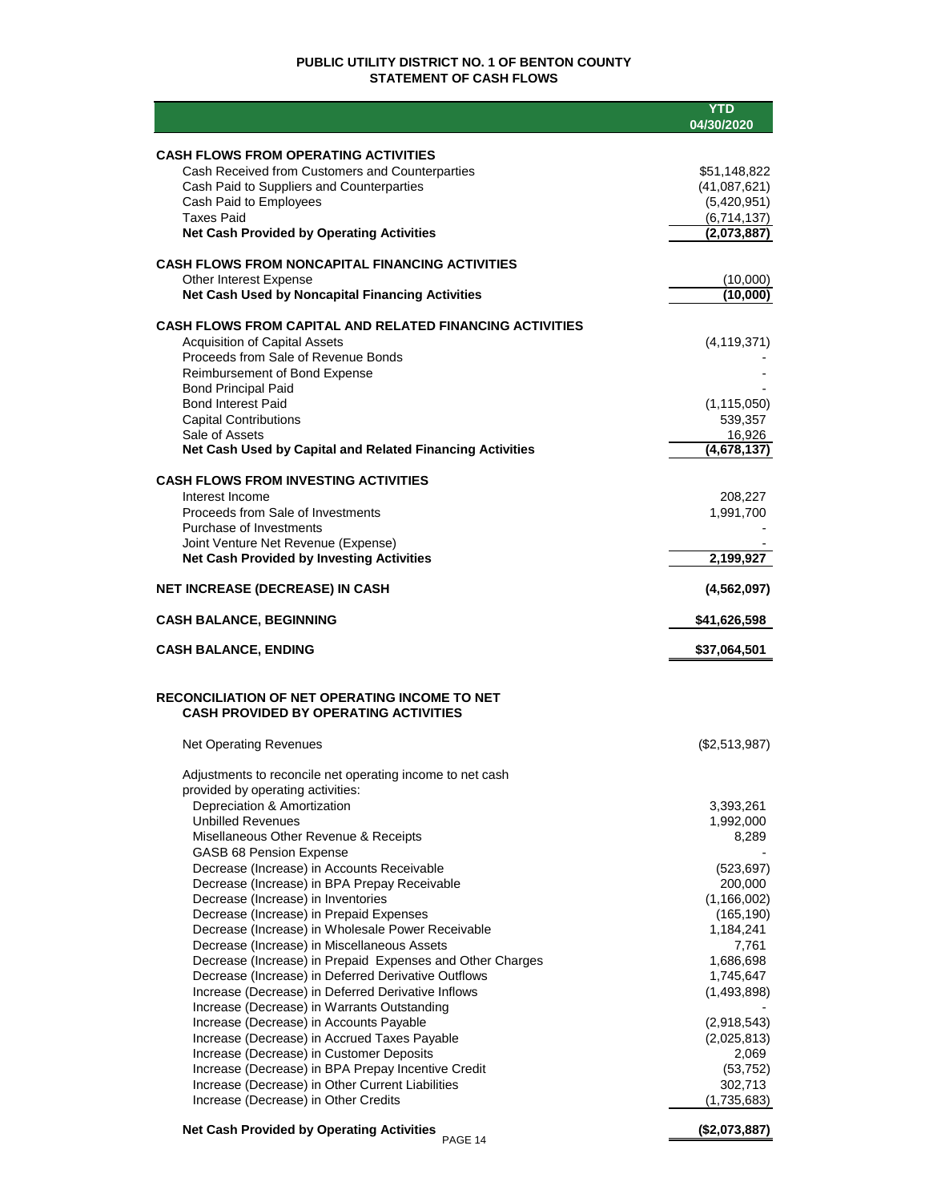# PUBLIC UTILITY DISTRICT NO. 1 OF BENTON COUNTY
## STATEMENT OF CASH FLOWS

| | YTD 04/30/2020 |
|---|---|
| **CASH FLOWS FROM OPERATING ACTIVITIES** | |
| Cash Received from Customers and Counterparties | $51,148,822 |
| Cash Paid to Suppliers and Counterparties | (41,087,621) |
| Cash Paid to Employees | (5,420,951) |
| Taxes Paid | (6,714,137) |
| **Net Cash Provided by Operating Activities** | **(2,073,887)** |
| **CASH FLOWS FROM NONCAPITAL FINANCING ACTIVITIES** | |
| Other Interest Expense | (10,000) |
| **Net Cash Used by Noncapital Financing Activities** | **(10,000)** |
| **CASH FLOWS FROM CAPITAL AND RELATED FINANCING ACTIVITIES** | |
| Acquisition of Capital Assets | (4,119,371) |
| Proceeds from Sale of Revenue Bonds | - |
| Reimbursement of Bond Expense | - |
| Bond Principal Paid | - |
| Bond Interest Paid | (1,115,050) |
| Capital Contributions | 539,357 |
| Sale of Assets | 16,926 |
| **Net Cash Used by Capital and Related Financing Activities** | **(4,678,137)** |
| **CASH FLOWS FROM INVESTING ACTIVITIES** | |
| Interest Income | 208,227 |
| Proceeds from Sale of Investments | 1,991,700 |
| Purchase of Investments | - |
| Joint Venture Net Revenue (Expense) | - |
| **Net Cash Provided by Investing Activities** | **2,199,927** |
| **NET INCREASE (DECREASE) IN CASH** | **(4,562,097)** |
| **CASH BALANCE, BEGINNING** | **$41,626,598** |
| **CASH BALANCE, ENDING** | **$37,064,501** |

## RECONCILIATION OF NET OPERATING INCOME TO NET CASH PROVIDED BY OPERATING ACTIVITIES

| | |
|---|---|
| Net Operating Revenues | ($2,513,987) |
| Adjustments to reconcile net operating income to net cash provided by operating activities: | |
| Depreciation & Amortization | 3,393,261 |
| Unbilled Revenues | 1,992,000 |
| Misellaneous Other Revenue & Receipts | 8,289 |
| GASB 68 Pension Expense | - |
| Decrease (Increase) in Accounts Receivable | (523,697) |
| Decrease (Increase) in BPA Prepay Receivable | 200,000 |
| Decrease (Increase) in Inventories | (1,166,002) |
| Decrease (Increase) in Prepaid Expenses | (165,190) |
| Decrease (Increase) in Wholesale Power Receivable | 1,184,241 |
| Decrease (Increase) in Miscellaneous Assets | 7,761 |
| Decrease (Increase) in Prepaid Expenses and Other Charges | 1,686,698 |
| Decrease (Increase) in Deferred Derivative Outflows | 1,745,647 |
| Increase (Decrease) in Deferred Derivative Inflows | (1,493,898) |
| Increase (Decrease) in Warrants Outstanding | - |
| Increase (Decrease) in Accounts Payable | (2,918,543) |
| Increase (Decrease) in Accrued Taxes Payable | (2,025,813) |
| Increase (Decrease) in Customer Deposits | 2,069 |
| Increase (Decrease) in BPA Prepay Incentive Credit | (53,752) |
| Increase (Decrease) in Other Current Liabilities | 302,713 |
| Increase (Decrease) in Other Credits | (1,735,683) |
| **Net Cash Provided by Operating Activities** | **($2,073,887)** |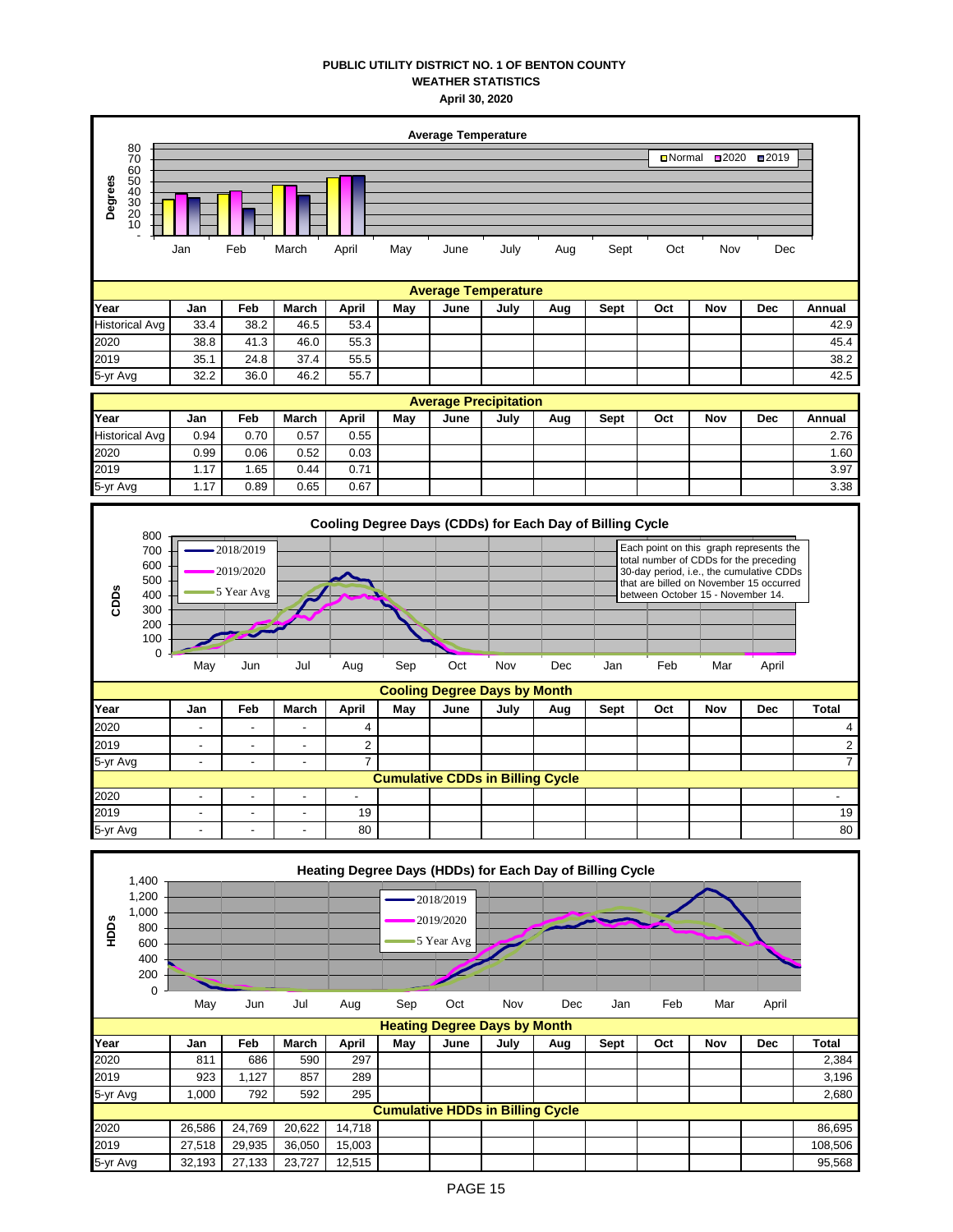**PUBLIC UTILITY DISTRICT NO. 1 OF BENTON COUNTY**
**WEATHER STATISTICS**
**April 30, 2020**

**Average Temperature**

| Year | Jan | Feb | March | April | May | June | July | Aug | Sept | Oct | Nov | Dec | Annual |
|---|---|---|---|---|---|---|---|---|---|---|---|---|---|
| Historical Avg | 33.4 | 38.2 | 46.5 | 53.4 | | | | | | | | | 42.9 |
| 2020 | 38.8 | 41.3 | 46.0 | 55.3 | | | | | | | | | 45.4 |
| 2019 | 35.1 | 24.8 | 37.4 | 55.5 | | | | | | | | | 38.2 |
| 5-yr Avg | 32.2 | 36.0 | 46.2 | 55.7 | | | | | | | | | 42.5 |

**Average Precipitation**

| Year | Jan | Feb | March | April | May | June | July | Aug | Sept | Oct | Nov | Dec | Annual |
|---|---|---|---|---|---|---|---|---|---|---|---|---|---|
| Historical Avg | 0.94 | 0.70 | 0.57 | 0.55 | | | | | | | | | 2.76 |
| 2020 | 0.99 | 0.06 | 0.52 | 0.03 | | | | | | | | | 1.60 |
| 2019 | 1.17 | 1.65 | 0.44 | 0.71 | | | | | | | | | 3.97 |
| 5-yr Avg | 1.17 | 0.89 | 0.65 | 0.67 | | | | | | | | | 3.38 |

**Cooling Degree Days (CDDs) for Each Day of Billing Cycle**

Each point on this graph represents the total number of CDDs for the preceding 30-day period, i.e., the cumulative CDDs that are billed on November 15 occurred between October 15 - November 14.

**Cooling Degree Days by Month**

| Year | Jan | Feb | March | April | May | June | July | Aug | Sept | Oct | Nov | Dec | Total |
|---|---|---|---|---|---|---|---|---|---|---|---|---|---|
| 2020 | - | - | - | 4 | | | | | | | | | 4 |
| 2019 | - | - | - | 2 | | | | | | | | | 2 |
| 5-yr Avg | - | - | - | 7 | | | | | | | | | 7 |

**Cumulative CDDs in Billing Cycle**

| Year | Jan | Feb | March | April | May | June | July | Aug | Sept | Oct | Nov | Dec | Total |
|---|---|---|---|---|---|---|---|---|---|---|---|---|---|
| 2020 | - | - | - | - | | | | | | | | | - |
| 2019 | - | - | - | 19 | | | | | | | | | 19 |
| 5-yr Avg | - | - | - | 80 | | | | | | | | | 80 |

**Heating Degree Days (HDDs) for Each Day of Billing Cycle**

**Heating Degree Days by Month**

| Year | Jan | Feb | March | April | May | June | July | Aug | Sept | Oct | Nov | Dec | Total |
|---|---|---|---|---|---|---|---|---|---|---|---|---|---|
| 2020 | 811 | 686 | 590 | 297 | | | | | | | | | 2,384 |
| 2019 | 923 | 1,127 | 857 | 289 | | | | | | | | | 3,196 |
| 5-yr Avg | 1,000 | 792 | 592 | 295 | | | | | | | | | 2,680 |

**Cumulative HDDs in Billing Cycle**

| Year | Jan | Feb | March | April | May | June | July | Aug | Sept | Oct | Nov | Dec | Total |
|---|---|---|---|---|---|---|---|---|---|---|---|---|---|
| 2020 | 26,586 | 24,769 | 20,622 | 14,718 | | | | | | | | | 86,695 |
| 2019 | 27,518 | 29,935 | 36,050 | 15,003 | | | | | | | | | 108,506 |
| 5-yr Avg | 32,193 | 27,133 | 23,727 | 12,515 | | | | | | | | | 95,568 |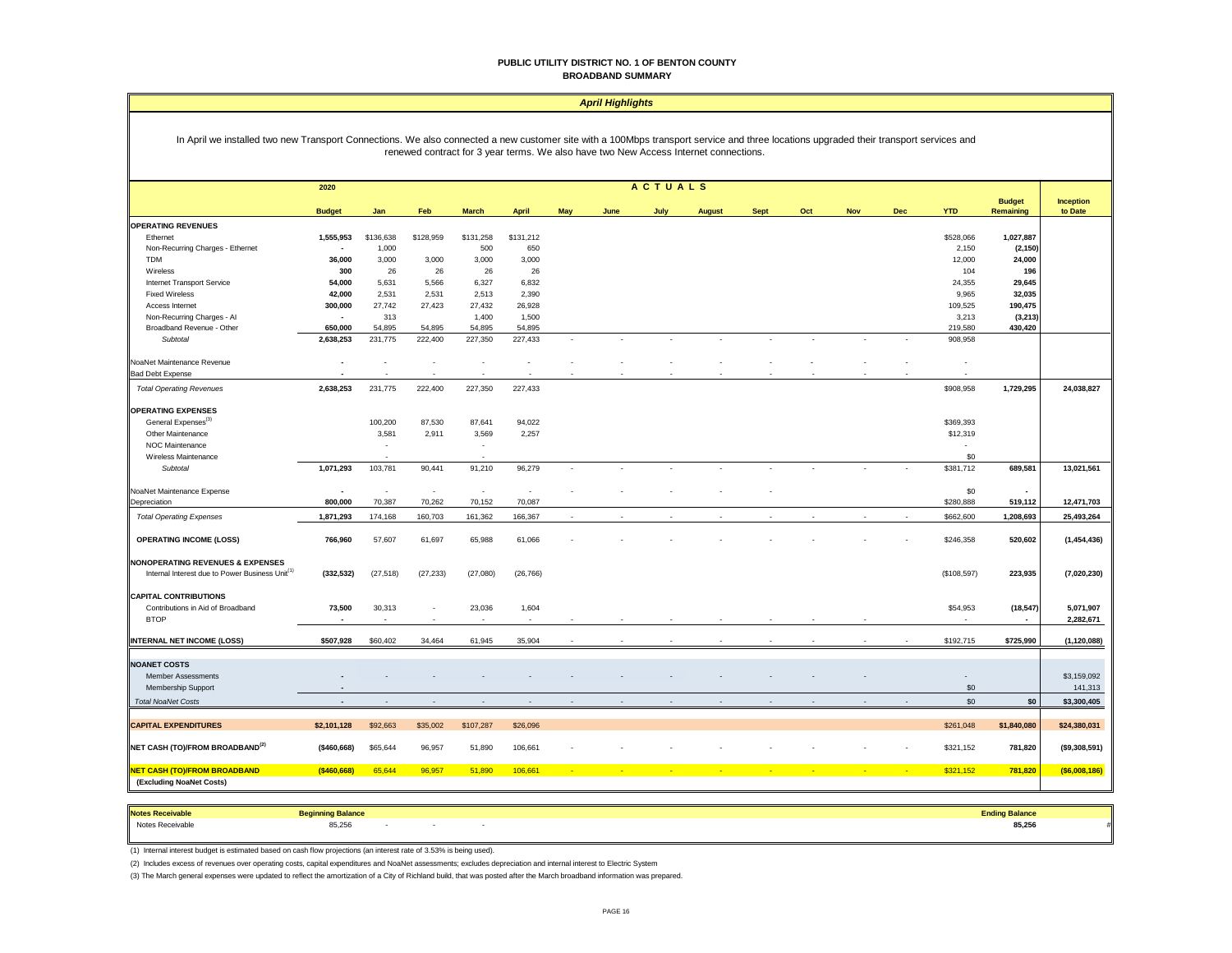# PUBLIC UTILITY DISTRICT NO. 1 OF BENTON COUNTY

## BROADBAND SUMMARY

### *April Highlights*

In April we installed two new Transport Connections. We also connected a new customer site with a 100Mbps transport service and three locations upgraded their transport services and renewed contract for 3 year terms. We also have two New Access Internet connections.

| | 2020 Budget | Jan | Feb | March | April | May | June | July | August | Sept | Oct | Nov | Dec | YTD | Budget Remaining | Inception to Date |
|---|---|---|---|---|---|---|---|---|---|---|---|---|---|---|---|---|
| **OPERATING REVENUES** | | | | | | | | | | | | | | | | |
| Ethernet | 1,555,953 | $136,638 | $128,959 | $131,258 | $131,212 | | | | | | | | | $528,066 | 1,027,887 | |
| Non-Recurring Charges - Ethernet | - | 1,000 | | 500 | 650 | | | | | | | | | 2,150 | (2,150) | |
| TDM | 36,000 | 3,000 | 3,000 | 3,000 | 3,000 | | | | | | | | | 12,000 | 24,000 | |
| Wireless | 300 | 26 | 26 | 26 | 26 | | | | | | | | | 104 | 196 | |
| Internet Transport Service | 54,000 | 5,631 | 5,566 | 6,327 | 6,832 | | | | | | | | | 24,355 | 29,645 | |
| Fixed Wireless | 42,000 | 2,531 | 2,531 | 2,513 | 2,390 | | | | | | | | | 9,965 | 32,035 | |
| Access Internet | 300,000 | 27,742 | 27,423 | 27,432 | 26,928 | | | | | | | | | 109,525 | 190,475 | |
| Non-Recurring Charges - AI | - | 313 | | 1,400 | 1,500 | | | | | | | | | 3,213 | (3,213) | |
| Broadband Revenue - Other | 650,000 | 54,895 | 54,895 | 54,895 | 54,895 | | | | | | | | | 219,580 | 430,420 | |
| *Subtotal* | 2,638,253 | 231,775 | 222,400 | 227,350 | 227,433 | - | - | - | - | - | - | - | - | 908,958 | | |
| NoaNet Maintenance Revenue | - | - | - | - | - | - | - | - | - | - | - | - | - | - | | |
| Bad Debt Expense | - | - | - | - | - | - | - | - | - | - | - | - | - | - | | |
| *Total Operating Revenues* | 2,638,253 | 231,775 | 222,400 | 227,350 | 227,433 | | | | | | | | | $908,958 | 1,729,295 | 24,038,827 |
| **OPERATING EXPENSES** | | | | | | | | | | | | | | | | |
| General Expenses[3] | | 100,200 | 87,530 | 87,641 | 94,022 | | | | | | | | | $369,393 | | |
| Other Maintenance | | 3,581 | 2,911 | 3,569 | 2,257 | | | | | | | | | $12,319 | | |
| NOC Maintenance | | - | | - | | | | | | | | | | - | | |
| Wireless Maintenance | | - | | - | | | | | | | | | | $0 | | |
| *Subtotal* | 1,071,293 | 103,781 | 90,441 | 91,210 | 96,279 | - | - | - | - | - | - | - | - | $381,712 | 689,581 | 13,021,561 |
| NoaNet Maintenance Expense | - | - | - | - | - | - | - | - | - | - | | | | $0 | - | |
| Depreciation | 800,000 | 70,387 | 70,262 | 70,152 | 70,087 | | | | | | | | | $280,888 | 519,112 | 12,471,703 |
| *Total Operating Expenses* | 1,871,293 | 174,168 | 160,703 | 161,362 | 166,367 | - | - | - | - | - | - | - | - | $662,600 | 1,208,693 | 25,493,264 |
| **OPERATING INCOME (LOSS)** | 766,960 | 57,607 | 61,697 | 65,988 | 61,066 | - | - | - | - | - | - | - | - | $246,358 | 520,602 | (1,454,436) |
| **NONOPERATING REVENUES & EXPENSES** | | | | | | | | | | | | | | | | |
| Internal Interest due to Power Business Unit[1] | (332,532) | (27,518) | (27,233) | (27,080) | (26,766) | | | | | | | | | ($108,597) | 223,935 | (7,020,230) |
| **CAPITAL CONTRIBUTIONS** | | | | | | | | | | | | | | | | |
| Contributions in Aid of Broadband | 73,500 | 30,313 | - | 23,036 | 1,604 | | | | | | | | | $54,953 | (18,547) | 5,071,907 |
| BTOP | - | - | - | - | - | - | - | - | - | - | - | - | | - | - | 2,282,671 |
| **INTERNAL NET INCOME (LOSS)** | $507,928 | $60,402 | 34,464 | 61,945 | 35,904 | - | - | - | - | - | - | - | - | $192,715 | $725,990 | (1,120,088) |
| **NOANET COSTS** | | | | | | | | | | | | | | | | |
| Member Assessments | - | - | - | - | - | - | - | - | - | - | - | - | | - | | $3,159,092 |
| Membership Support | - | | | | | | | | | | | | | $0 | | 141,313 |
| *Total NoaNet Costs* | - | - | - | - | - | - | - | - | - | - | - | - | - | $0 | $0 | $3,300,405 |
| **CAPITAL EXPENDITURES** | $2,101,128 | $92,663 | $35,002 | $107,287 | $26,096 | | | | | | | | | $261,048 | $1,840,080 | $24,380,031 |
| **NET CASH (TO)/FROM BROADBAND[2]** | ($460,668) | $65,644 | 96,957 | 51,890 | 106,661 | - | - | - | - | - | - | - | - | $321,152 | 781,820 | ($9,308,591) |
| **NET CASH (TO)/FROM BROADBAND (Excluding NoaNet Costs)** | ($460,668) | 65,644 | 96,957 | 51,890 | 106,661 | - | - | - | - | - | - | - | - | $321,152 | 781,820 | ($6,008,186) |

| Notes Receivable | Beginning Balance | | | | Ending Balance |
|---|---|---|---|---|---|
| Notes Receivable | 85,256 | - | - | - | 85,256 |

(1) Internal interest budget is estimated based on cash flow projections (an interest rate of 3.53% is being used).

(2) Includes excess of revenues over operating costs, capital expenditures and NoaNet assessments; excludes depreciation and internal interest to Electric System

(3) The March general expenses were updated to reflect the amortization of a City of Richland build, that was posted after the March broadband information was prepared.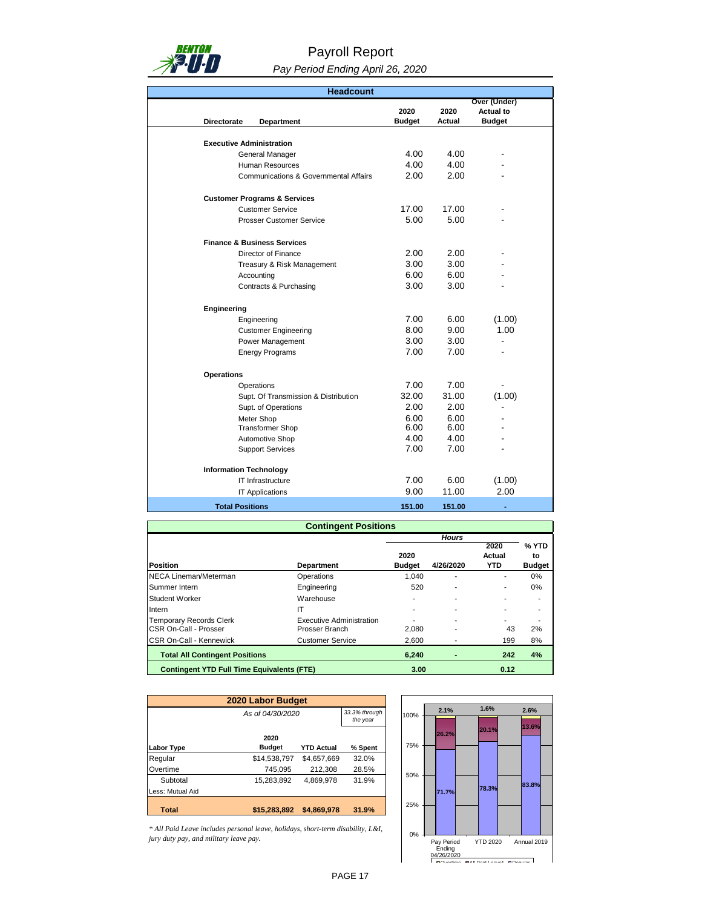# Payroll Report

*Pay Period Ending April 26, 2020*

## Headcount

| Directorate | Department | 2020 Budget | 2020 Actual | Over (Under) Actual to Budget |
|---|---|---|---|---|
| **Executive Administration** | | | | |
| | General Manager | 4.00 | 4.00 | - |
| | Human Resources | 4.00 | 4.00 | - |
| | Communications & Governmental Affairs | 2.00 | 2.00 | - |
| **Customer Programs & Services** | | | | |
| | Customer Service | 17.00 | 17.00 | - |
| | Prosser Customer Service | 5.00 | 5.00 | - |
| **Finance & Business Services** | | | | |
| | Director of Finance | 2.00 | 2.00 | - |
| | Treasury & Risk Management | 3.00 | 3.00 | - |
| | Accounting | 6.00 | 6.00 | - |
| | Contracts & Purchasing | 3.00 | 3.00 | - |
| **Engineering** | | | | |
| | Engineering | 7.00 | 6.00 | (1.00) |
| | Customer Engineering | 8.00 | 9.00 | 1.00 |
| | Power Management | 3.00 | 3.00 | - |
| | Energy Programs | 7.00 | 7.00 | - |
| **Operations** | | | | |
| | Operations | 7.00 | 7.00 | - |
| | Supt. Of Transmission & Distribution | 32.00 | 31.00 | (1.00) |
| | Supt. of Operations | 2.00 | 2.00 | - |
| | Meter Shop | 6.00 | 6.00 | - |
| | Transformer Shop | 6.00 | 6.00 | - |
| | Automotive Shop | 4.00 | 4.00 | - |
| | Support Services | 7.00 | 7.00 | - |
| **Information Technology** | | | | |
| | IT Infrastructure | 7.00 | 6.00 | (1.00) |
| | IT Applications | 9.00 | 11.00 | 2.00 |
| **Total Positions** | | **151.00** | **151.00** | **-** |

## Contingent Positions

| Position | Department | *Hours* 2020 Budget | 4/26/2020 | 2020 Actual YTD | % YTD to Budget |
|---|---|---|---|---|---|
| NECA Lineman/Meterman | Operations | 1,040 | - | - | 0% |
| Summer Intern | Engineering | 520 | - | - | 0% |
| Student Worker | Warehouse | - | - | - | - |
| Intern | IT | - | - | - | - |
| Temporary Records Clerk | Executive Administration | - | - | - | - |
| CSR On-Call - Prosser | Prosser Branch | 2,080 | - | 43 | 2% |
| CSR On-Call - Kennewick | Customer Service | 2,600 | - | 199 | 8% |
| **Total All Contingent Positions** | | **6,240** | **-** | **242** | **4%** |
| **Contingent YTD Full Time Equivalents (FTE)** | | **3.00** | | **0.12** | |

## 2020 Labor Budget

*As of 04/30/2020* — *33.3% through the year*

| Labor Type | 2020 Budget | YTD Actual | % Spent |
|---|---|---|---|
| Regular | $14,538,797 | $4,657,669 | 32.0% |
| Overtime | 745,095 | 212,308 | 28.5% |
| Subtotal | 15,283,892 | 4,869,978 | 31.9% |
| Less: Mutual Aid | | | |
| **Total** | **$15,283,892** | **$4,869,978** | **31.9%** |

*\* All Paid Leave includes personal leave, holidays, short-term disability, L&I, jury duty pay, and military leave pay.*

100%
75%
50%
25%
0%
Pay Period Ending 04/26/2020: 2.1%, 26.2%, 71.7%
YTD 2020: 1.6%, 20.1%, 78.3%
Annual 2019: 2.6%, 13.6%, 83.8%
Overtime, All Paid Leave*, Regular